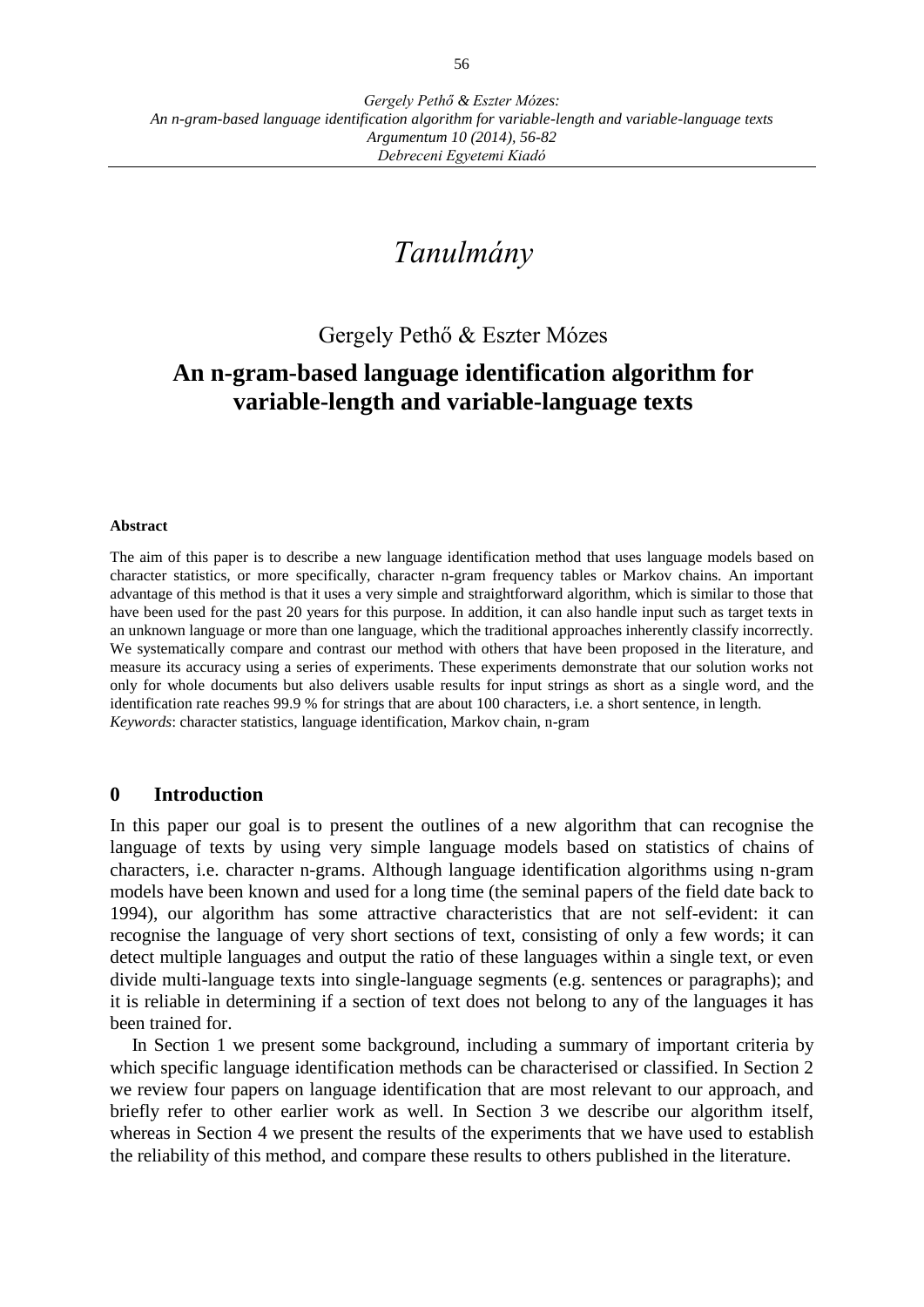# Tanulmány

Gergely Pethő & Eszter Mózes

## An n-gram-based language identification algorithm for variable-length and variable-language texts

**Abstract**

The aim of this paper is to describe a new language identification method that uses language models based on character statistics, or more specifically, character n-gram frequency tables or Markov chains. An important advantage of this method is that it uses a very simple and straightforward algorithm, which is similar to those that have been used for the past 20 years for this purpose. In addition, it can also handle input such as target texts in an unknown language or more than one language, which the traditional approaches inherently classify incorrectly. We systematically compare and contrast our method with others that have been proposed in the literature, and measure its accuracy using a series of experiments. These experiments demonstrate that our solution works not only for whole documents but also delivers usable results for input strings as short as a single word, and the identification rate reaches 99.9 % for strings that are about 100 characters, i.e. a short sentence, in length.

*Keywords*: character statistics, language identification, Markov chain, n-gram

## 0 Introduction

In this paper our goal is to present the outlines of a new algorithm that can recognise the language of texts by using very simple language models based on statistics of chains of characters, i.e. character n-grams. Although language identification algorithms using n-gram models have been known and used for a long time (the seminal papers of the field date back to 1994), our algorithm has some attractive characteristics that are not self-evident: it can recognise the language of very short sections of text, consisting of only a few words; it can detect multiple languages and output the ratio of these languages within a single text, or even divide multi-language texts into single-language segments (e.g. sentences or paragraphs); and it is reliable in determining if a section of text does not belong to any of the languages it has been trained for.

In Section 1 we present some background, including a summary of important criteria by which specific language identification methods can be characterised or classified. In Section 2 we review four papers on language identification that are most relevant to our approach, and briefly refer to other earlier work as well. In Section 3 we describe our algorithm itself, whereas in Section 4 we present the results of the experiments that we have used to establish the reliability of this method, and compare these results to others published in the literature.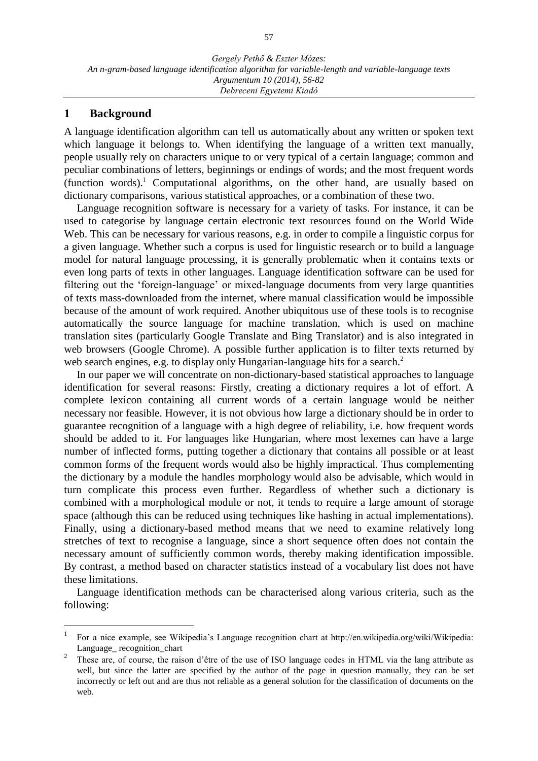## 1 Background

A language identification algorithm can tell us automatically about any written or spoken text which language it belongs to. When identifying the language of a written text manually, people usually rely on characters unique to or very typical of a certain language; common and peculiar combinations of letters, beginnings or endings of words; and the most frequent words (function words).[1] Computational algorithms, on the other hand, are usually based on dictionary comparisons, various statistical approaches, or a combination of these two.

Language recognition software is necessary for a variety of tasks. For instance, it can be used to categorise by language certain electronic text resources found on the World Wide Web. This can be necessary for various reasons, e.g. in order to compile a linguistic corpus for a given language. Whether such a corpus is used for linguistic research or to build a language model for natural language processing, it is generally problematic when it contains texts or even long parts of texts in other languages. Language identification software can be used for filtering out the 'foreign-language' or mixed-language documents from very large quantities of texts mass-downloaded from the internet, where manual classification would be impossible because of the amount of work required. Another ubiquitous use of these tools is to recognise automatically the source language for machine translation, which is used on machine translation sites (particularly Google Translate and Bing Translator) and is also integrated in web browsers (Google Chrome). A possible further application is to filter texts returned by web search engines, e.g. to display only Hungarian-language hits for a search.[2]

In our paper we will concentrate on non-dictionary-based statistical approaches to language identification for several reasons: Firstly, creating a dictionary requires a lot of effort. A complete lexicon containing all current words of a certain language would be neither necessary nor feasible. However, it is not obvious how large a dictionary should be in order to guarantee recognition of a language with a high degree of reliability, i.e. how frequent words should be added to it. For languages like Hungarian, where most lexemes can have a large number of inflected forms, putting together a dictionary that contains all possible or at least common forms of the frequent words would also be highly impractical. Thus complementing the dictionary by a module the handles morphology would also be advisable, which would in turn complicate this process even further. Regardless of whether such a dictionary is combined with a morphological module or not, it tends to require a large amount of storage space (although this can be reduced using techniques like hashing in actual implementations). Finally, using a dictionary-based method means that we need to examine relatively long stretches of text to recognise a language, since a short sequence often does not contain the necessary amount of sufficiently common words, thereby making identification impossible. By contrast, a method based on character statistics instead of a vocabulary list does not have these limitations.

Language identification methods can be characterised along various criteria, such as the following:

---

[1] For a nice example, see Wikipedia's Language recognition chart at http://en.wikipedia.org/wiki/Wikipedia: Language_ recognition_chart

[2] These are, of course, the raison d'être of the use of ISO language codes in HTML via the lang attribute as well, but since the latter are specified by the author of the page in question manually, they can be set incorrectly or left out and are thus not reliable as a general solution for the classification of documents on the web.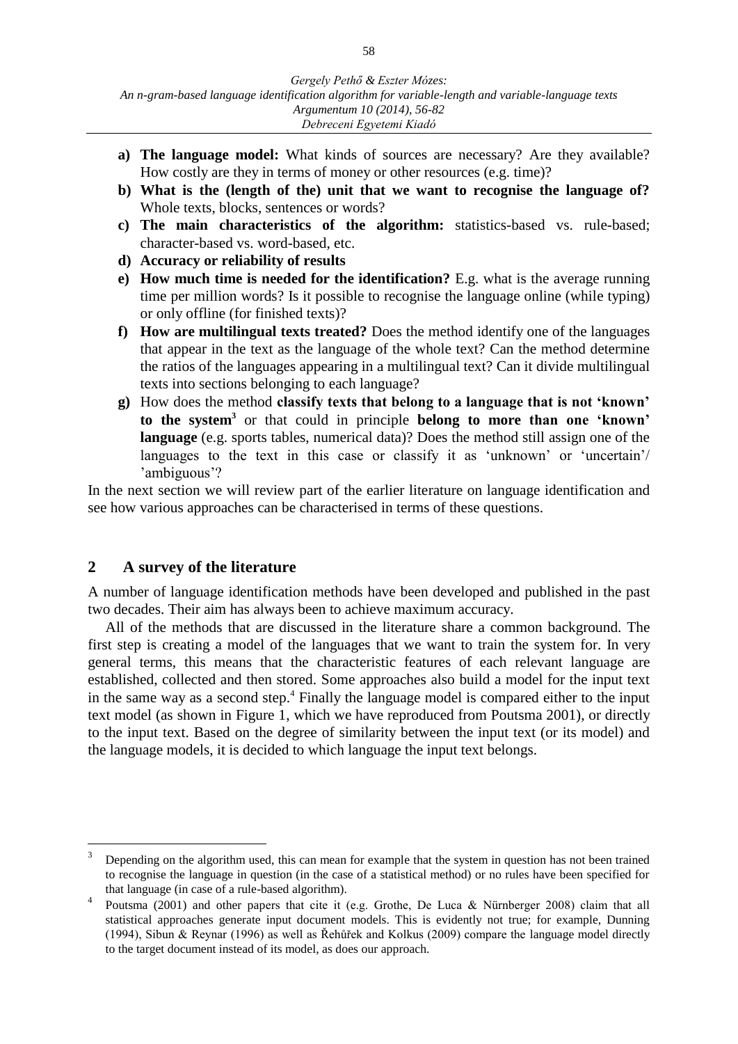- **a) The language model:** What kinds of sources are necessary? Are they available? How costly are they in terms of money or other resources (e.g. time)?
- **b) What is the (length of the) unit that we want to recognise the language of?** Whole texts, blocks, sentences or words?
- **c) The main characteristics of the algorithm:** statistics-based vs. rule-based; character-based vs. word-based, etc.
- **d) Accuracy or reliability of results**
- **e) How much time is needed for the identification?** E.g. what is the average running time per million words? Is it possible to recognise the language online (while typing) or only offline (for finished texts)?
- **f) How are multilingual texts treated?** Does the method identify one of the languages that appear in the text as the language of the whole text? Can the method determine the ratios of the languages appearing in a multilingual text? Can it divide multilingual texts into sections belonging to each language?
- **g)** How does the method **classify texts that belong to a language that is not 'known' to the system**[3] or that could in principle **belong to more than one 'known' language** (e.g. sports tables, numerical data)? Does the method still assign one of the languages to the text in this case or classify it as 'unknown' or 'uncertain'/ 'ambiguous'?

In the next section we will review part of the earlier literature on language identification and see how various approaches can be characterised in terms of these questions.

## 2 A survey of the literature

A number of language identification methods have been developed and published in the past two decades. Their aim has always been to achieve maximum accuracy.

All of the methods that are discussed in the literature share a common background. The first step is creating a model of the languages that we want to train the system for. In very general terms, this means that the characteristic features of each relevant language are established, collected and then stored. Some approaches also build a model for the input text in the same way as a second step.[4] Finally the language model is compared either to the input text model (as shown in Figure 1, which we have reproduced from Poutsma 2001), or directly to the input text. Based on the degree of similarity between the input text (or its model) and the language models, it is decided to which language the input text belongs.

---

[3] Depending on the algorithm used, this can mean for example that the system in question has not been trained to recognise the language in question (in the case of a statistical method) or no rules have been specified for that language (in case of a rule-based algorithm).

[4] Poutsma (2001) and other papers that cite it (e.g. Grothe, De Luca & Nürnberger 2008) claim that all statistical approaches generate input document models. This is evidently not true; for example, Dunning (1994), Sibun & Reynar (1996) as well as Řehůřek and Kolkus (2009) compare the language model directly to the target document instead of its model, as does our approach.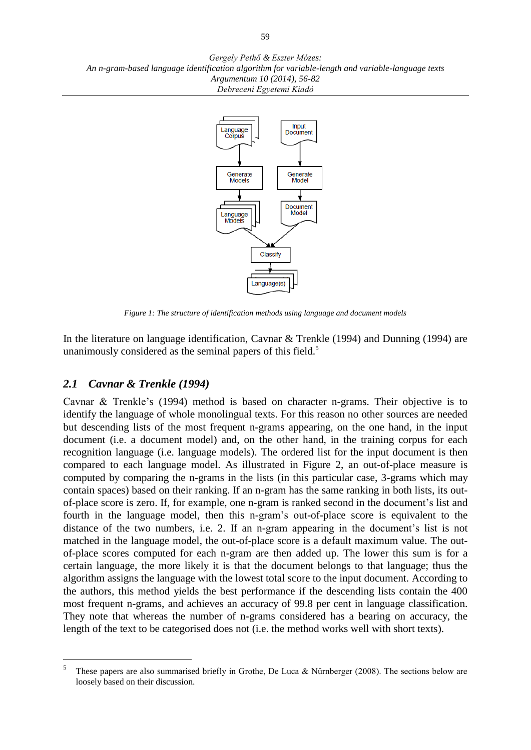Figure 1: The structure of identification methods using language and document models

In the literature on language identification, Cavnar & Trenkle (1994) and Dunning (1994) are unanimously considered as the seminal papers of this field.[5]

## 2.1 *Cavnar & Trenkle (1994)*

Cavnar & Trenkle's (1994) method is based on character n-grams. Their objective is to identify the language of whole monolingual texts. For this reason no other sources are needed but descending lists of the most frequent n-grams appearing, on the one hand, in the input document (i.e. a document model) and, on the other hand, in the training corpus for each recognition language (i.e. language models). The ordered list for the input document is then compared to each language model. As illustrated in Figure 2, an out-of-place measure is computed by comparing the n-grams in the lists (in this particular case, 3-grams which may contain spaces) based on their ranking. If an n-gram has the same ranking in both lists, its out-of-place score is zero. If, for example, one n-gram is ranked second in the document's list and fourth in the language model, then this n-gram's out-of-place score is equivalent to the distance of the two numbers, i.e. 2. If an n-gram appearing in the document's list is not matched in the language model, the out-of-place score is a default maximum value. The out-of-place scores computed for each n-gram are then added up. The lower this sum is for a certain language, the more likely it is that the document belongs to that language; thus the algorithm assigns the language with the lowest total score to the input document. According to the authors, this method yields the best performance if the descending lists contain the 400 most frequent n-grams, and achieves an accuracy of 99.8 per cent in language classification. They note that whereas the number of n-grams considered has a bearing on accuracy, the length of the text to be categorised does not (i.e. the method works well with short texts).

[5] These papers are also summarised briefly in Grothe, De Luca & Nürnberger (2008). The sections below are loosely based on their discussion.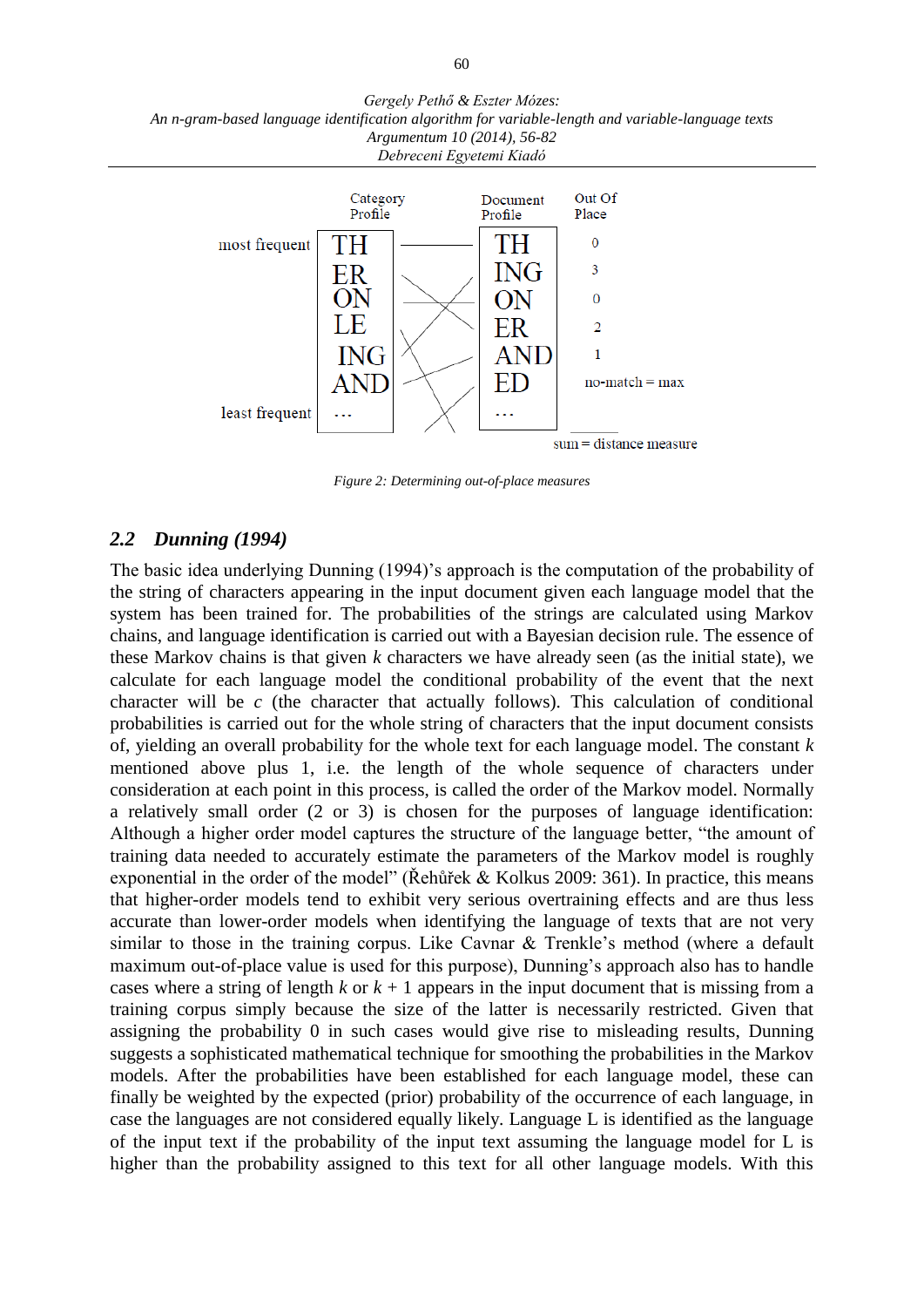| | Category Profile | Document Profile | Out Of Place |
|---|---|---|---|
| most frequent | TH | TH | 0 |
| | ER | ING | 3 |
| | ON | ON | 0 |
| | LE | ER | 2 |
| | ING | AND | 1 |
| | AND | ED | no-match = max |
| least frequent | ... | ... | |
| | | | sum = distance measure |

*Figure 2: Determining out-of-place measures*

## 2.2 Dunning (1994)

The basic idea underlying Dunning (1994)'s approach is the computation of the probability of the string of characters appearing in the input document given each language model that the system has been trained for. The probabilities of the strings are calculated using Markov chains, and language identification is carried out with a Bayesian decision rule. The essence of these Markov chains is that given $k$ characters we have already seen (as the initial state), we calculate for each language model the conditional probability of the event that the next character will be $c$ (the character that actually follows). This calculation of conditional probabilities is carried out for the whole string of characters that the input document consists of, yielding an overall probability for the whole text for each language model. The constant $k$ mentioned above plus 1, i.e. the length of the whole sequence of characters under consideration at each point in this process, is called the order of the Markov model. Normally a relatively small order (2 or 3) is chosen for the purposes of language identification: Although a higher order model captures the structure of the language better, "the amount of training data needed to accurately estimate the parameters of the Markov model is roughly exponential in the order of the model" (Řehůřek & Kolkus 2009: 361). In practice, this means that higher-order models tend to exhibit very serious overtraining effects and are thus less accurate than lower-order models when identifying the language of texts that are not very similar to those in the training corpus. Like Cavnar & Trenkle's method (where a default maximum out-of-place value is used for this purpose), Dunning's approach also has to handle cases where a string of length $k$ or $k + 1$ appears in the input document that is missing from a training corpus simply because the size of the latter is necessarily restricted. Given that assigning the probability 0 in such cases would give rise to misleading results, Dunning suggests a sophisticated mathematical technique for smoothing the probabilities in the Markov models. After the probabilities have been established for each language model, these can finally be weighted by the expected (prior) probability of the occurrence of each language, in case the languages are not considered equally likely. Language L is identified as the language of the input text if the probability of the input text assuming the language model for L is higher than the probability assigned to this text for all other language models. With this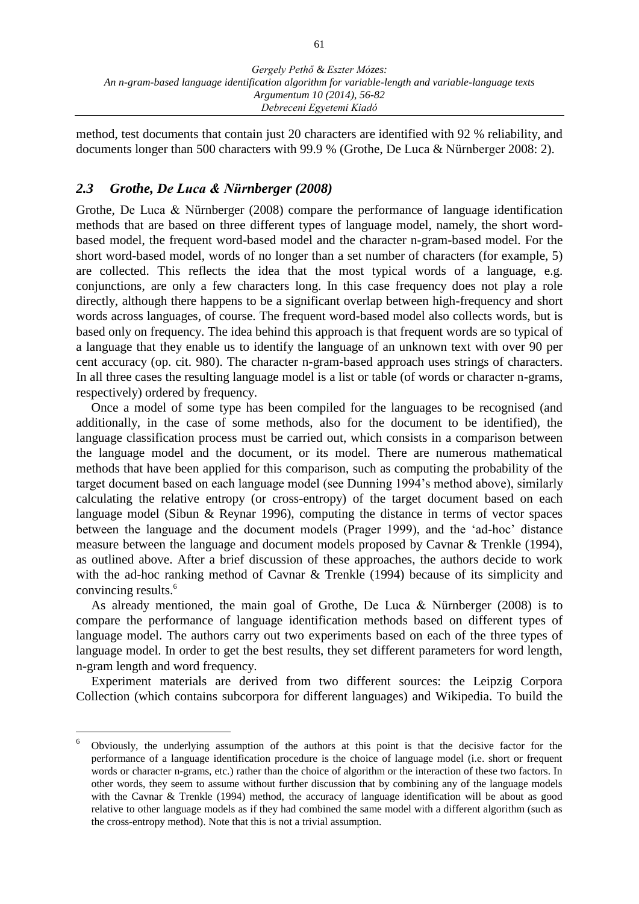method, test documents that contain just 20 characters are identified with 92 % reliability, and documents longer than 500 characters with 99.9 % (Grothe, De Luca & Nürnberger 2008: 2).

### *2.3 Grothe, De Luca & Nürnberger (2008)*

Grothe, De Luca & Nürnberger (2008) compare the performance of language identification methods that are based on three different types of language model, namely, the short word-based model, the frequent word-based model and the character n-gram-based model. For the short word-based model, words of no longer than a set number of characters (for example, 5) are collected. This reflects the idea that the most typical words of a language, e.g. conjunctions, are only a few characters long. In this case frequency does not play a role directly, although there happens to be a significant overlap between high-frequency and short words across languages, of course. The frequent word-based model also collects words, but is based only on frequency. The idea behind this approach is that frequent words are so typical of a language that they enable us to identify the language of an unknown text with over 90 per cent accuracy (op. cit. 980). The character n-gram-based approach uses strings of characters. In all three cases the resulting language model is a list or table (of words or character n-grams, respectively) ordered by frequency.

Once a model of some type has been compiled for the languages to be recognised (and additionally, in the case of some methods, also for the document to be identified), the language classification process must be carried out, which consists in a comparison between the language model and the document, or its model. There are numerous mathematical methods that have been applied for this comparison, such as computing the probability of the target document based on each language model (see Dunning 1994's method above), similarly calculating the relative entropy (or cross-entropy) of the target document based on each language model (Sibun & Reynar 1996), computing the distance in terms of vector spaces between the language and the document models (Prager 1999), and the 'ad-hoc' distance measure between the language and document models proposed by Cavnar & Trenkle (1994), as outlined above. After a brief discussion of these approaches, the authors decide to work with the ad-hoc ranking method of Cavnar & Trenkle (1994) because of its simplicity and convincing results.[6]

As already mentioned, the main goal of Grothe, De Luca & Nürnberger (2008) is to compare the performance of language identification methods based on different types of language model. The authors carry out two experiments based on each of the three types of language model. In order to get the best results, they set different parameters for word length, n-gram length and word frequency.

Experiment materials are derived from two different sources: the Leipzig Corpora Collection (which contains subcorpora for different languages) and Wikipedia. To build the

---

[6] Obviously, the underlying assumption of the authors at this point is that the decisive factor for the performance of a language identification procedure is the choice of language model (i.e. short or frequent words or character n-grams, etc.) rather than the choice of algorithm or the interaction of these two factors. In other words, they seem to assume without further discussion that by combining any of the language models with the Cavnar & Trenkle (1994) method, the accuracy of language identification will be about as good relative to other language models as if they had combined the same model with a different algorithm (such as the cross-entropy method). Note that this is not a trivial assumption.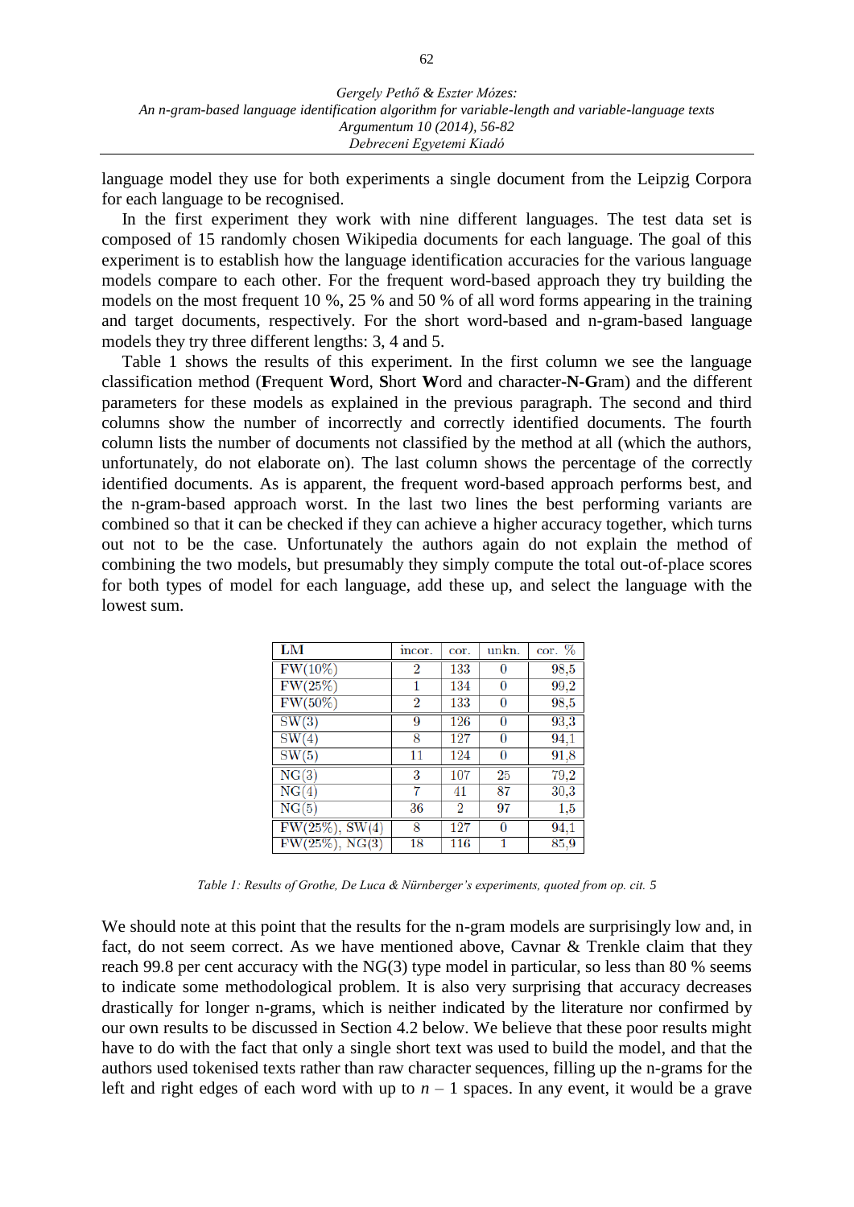language model they use for both experiments a single document from the Leipzig Corpora for each language to be recognised.

In the first experiment they work with nine different languages. The test data set is composed of 15 randomly chosen Wikipedia documents for each language. The goal of this experiment is to establish how the language identification accuracies for the various language models compare to each other. For the frequent word-based approach they try building the models on the most frequent 10 %, 25 % and 50 % of all word forms appearing in the training and target documents, respectively. For the short word-based and n-gram-based language models they try three different lengths: 3, 4 and 5.

Table 1 shows the results of this experiment. In the first column we see the language classification method (**F**requent **W**ord, **S**hort **W**ord and character-**N**-**G**ram) and the different parameters for these models as explained in the previous paragraph. The second and third columns show the number of incorrectly and correctly identified documents. The fourth column lists the number of documents not classified by the method at all (which the authors, unfortunately, do not elaborate on). The last column shows the percentage of the correctly identified documents. As is apparent, the frequent word-based approach performs best, and the n-gram-based approach worst. In the last two lines the best performing variants are combined so that it can be checked if they can achieve a higher accuracy together, which turns out not to be the case. Unfortunately the authors again do not explain the method of combining the two models, but presumably they simply compute the total out-of-place scores for both types of model for each language, add these up, and select the language with the lowest sum.

| LM | incor. | cor. | unkn. | cor. % |
|---|---|---|---|---|
| FW(10%) | 2 | 133 | 0 | 98,5 |
| FW(25%) | 1 | 134 | 0 | 99,2 |
| FW(50%) | 2 | 133 | 0 | 98,5 |
| SW(3) | 9 | 126 | 0 | 93,3 |
| SW(4) | 8 | 127 | 0 | 94,1 |
| SW(5) | 11 | 124 | 0 | 91,8 |
| NG(3) | 3 | 107 | 25 | 79,2 |
| NG(4) | 7 | 41 | 87 | 30,3 |
| NG(5) | 36 | 2 | 97 | 1,5 |
| FW(25%), SW(4) | 8 | 127 | 0 | 94,1 |
| FW(25%), NG(3) | 18 | 116 | 1 | 85,9 |

*Table 1: Results of Grothe, De Luca & Nürnberger's experiments, quoted from op. cit. 5*

We should note at this point that the results for the n-gram models are surprisingly low and, in fact, do not seem correct. As we have mentioned above, Cavnar & Trenkle claim that they reach 99.8 per cent accuracy with the NG(3) type model in particular, so less than 80 % seems to indicate some methodological problem. It is also very surprising that accuracy decreases drastically for longer n-grams, which is neither indicated by the literature nor confirmed by our own results to be discussed in Section 4.2 below. We believe that these poor results might have to do with the fact that only a single short text was used to build the model, and that the authors used tokenised texts rather than raw character sequences, filling up the n-grams for the left and right edges of each word with up to $n - 1$ spaces. In any event, it would be a grave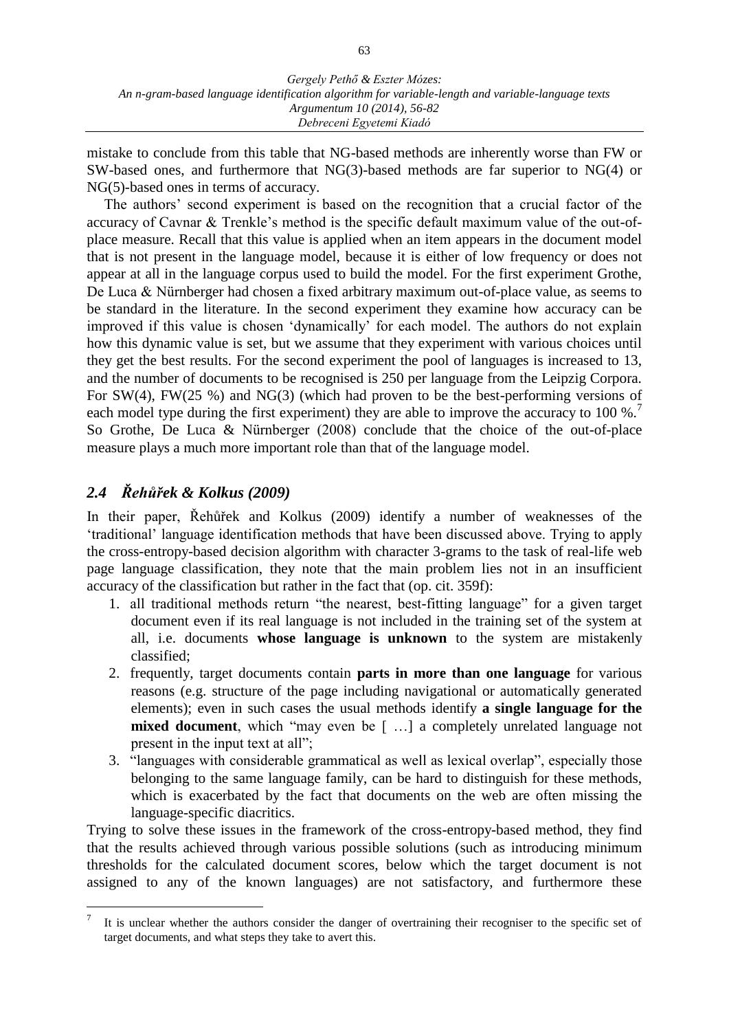mistake to conclude from this table that NG-based methods are inherently worse than FW or SW-based ones, and furthermore that NG(3)-based methods are far superior to NG(4) or NG(5)-based ones in terms of accuracy.

The authors' second experiment is based on the recognition that a crucial factor of the accuracy of Cavnar & Trenkle's method is the specific default maximum value of the out-of-place measure. Recall that this value is applied when an item appears in the document model that is not present in the language model, because it is either of low frequency or does not appear at all in the language corpus used to build the model. For the first experiment Grothe, De Luca & Nürnberger had chosen a fixed arbitrary maximum out-of-place value, as seems to be standard in the literature. In the second experiment they examine how accuracy can be improved if this value is chosen 'dynamically' for each model. The authors do not explain how this dynamic value is set, but we assume that they experiment with various choices until they get the best results. For the second experiment the pool of languages is increased to 13, and the number of documents to be recognised is 250 per language from the Leipzig Corpora. For SW(4), FW(25 %) and NG(3) (which had proven to be the best-performing versions of each model type during the first experiment) they are able to improve the accuracy to 100 %.[7] So Grothe, De Luca & Nürnberger (2008) conclude that the choice of the out-of-place measure plays a much more important role than that of the language model.

## 2.4 *Řehůřek & Kolkus (2009)*

In their paper, Řehůřek and Kolkus (2009) identify a number of weaknesses of the 'traditional' language identification methods that have been discussed above. Trying to apply the cross-entropy-based decision algorithm with character 3-grams to the task of real-life web page language classification, they note that the main problem lies not in an insufficient accuracy of the classification but rather in the fact that (op. cit. 359f):

1. all traditional methods return "the nearest, best-fitting language" for a given target document even if its real language is not included in the training set of the system at all, i.e. documents **whose language is unknown** to the system are mistakenly classified;
2. frequently, target documents contain **parts in more than one language** for various reasons (e.g. structure of the page including navigational or automatically generated elements); even in such cases the usual methods identify **a single language for the mixed document**, which "may even be [ …] a completely unrelated language not present in the input text at all";
3. "languages with considerable grammatical as well as lexical overlap", especially those belonging to the same language family, can be hard to distinguish for these methods, which is exacerbated by the fact that documents on the web are often missing the language-specific diacritics.

Trying to solve these issues in the framework of the cross-entropy-based method, they find that the results achieved through various possible solutions (such as introducing minimum thresholds for the calculated document scores, below which the target document is not assigned to any of the known languages) are not satisfactory, and furthermore these

---

[7] It is unclear whether the authors consider the danger of overtraining their recogniser to the specific set of target documents, and what steps they take to avert this.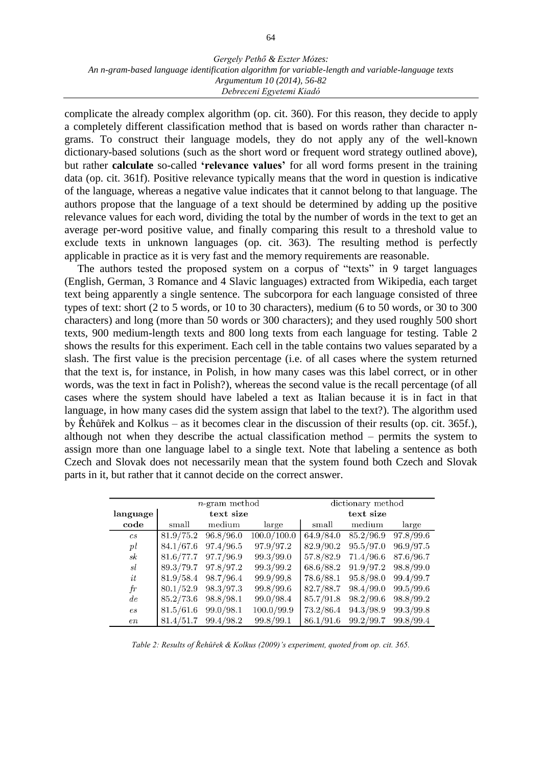complicate the already complex algorithm (op. cit. 360). For this reason, they decide to apply a completely different classification method that is based on words rather than character n-grams. To construct their language models, they do not apply any of the well-known dictionary-based solutions (such as the short word or frequent word strategy outlined above), but rather **calculate** so-called **'relevance values'** for all word forms present in the training data (op. cit. 361f). Positive relevance typically means that the word in question is indicative of the language, whereas a negative value indicates that it cannot belong to that language. The authors propose that the language of a text should be determined by adding up the positive relevance values for each word, dividing the total by the number of words in the text to get an average per-word positive value, and finally comparing this result to a threshold value to exclude texts in unknown languages (op. cit. 363). The resulting method is perfectly applicable in practice as it is very fast and the memory requirements are reasonable.

The authors tested the proposed system on a corpus of "texts" in 9 target languages (English, German, 3 Romance and 4 Slavic languages) extracted from Wikipedia, each target text being apparently a single sentence. The subcorpora for each language consisted of three types of text: short (2 to 5 words, or 10 to 30 characters), medium (6 to 50 words, or 30 to 300 characters) and long (more than 50 words or 300 characters); and they used roughly 500 short texts, 900 medium-length texts and 800 long texts from each language for testing. Table 2 shows the results for this experiment. Each cell in the table contains two values separated by a slash. The first value is the precision percentage (i.e. of all cases where the system returned that the text is, for instance, in Polish, in how many cases was this label correct, or in other words, was the text in fact in Polish?), whereas the second value is the recall percentage (of all cases where the system should have labeled a text as Italian because it is in fact in that language, in how many cases did the system assign that label to the text?). The algorithm used by Řehůřek and Kolkus – as it becomes clear in the discussion of their results (op. cit. 365f.), although not when they describe the actual classification method – permits the system to assign more than one language label to a single text. Note that labeling a sentence as both Czech and Slovak does not necessarily mean that the system found both Czech and Slovak parts in it, but rather that it cannot decide on the correct answer.

| | *n*-gram method | | | dictionary method | | |
|---|---|---|---|---|---|---|
| **language** | **text size** | | | **text size** | | |
| **code** | small | medium | large | small | medium | large |
| *cs* | 81.9/75.2 | 96.8/96.0 | 100.0/100.0 | 64.9/84.0 | 85.2/96.9 | 97.8/99.6 |
| *pl* | 84.1/67.6 | 97.4/96.5 | 97.9/97.2 | 82.9/90.2 | 95.5/97.0 | 96.9/97.5 |
| *sk* | 81.6/77.7 | 97.7/96.9 | 99.3/99.0 | 57.8/82.9 | 71.4/96.6 | 87.6/96.7 |
| *sl* | 89.3/79.7 | 97.8/97.2 | 99.3/99.2 | 68.6/88.2 | 91.9/97.2 | 98.8/99.0 |
| *it* | 81.9/58.4 | 98.7/96.4 | 99.9/99,8 | 78.6/88.1 | 95.8/98.0 | 99.4/99.7 |
| *fr* | 80.1/52.9 | 98.3/97.3 | 99.8/99.6 | 82.7/88.7 | 98.4/99.0 | 99.5/99.6 |
| *de* | 85.2/73.6 | 98.8/98.1 | 99.0/98.4 | 85.7/91.8 | 98.2/99.6 | 98.8/99.2 |
| *es* | 81.5/61.6 | 99.0/98.1 | 100.0/99.9 | 73.2/86.4 | 94.3/98.9 | 99.3/99.8 |
| *en* | 81.4/51.7 | 99.4/98.2 | 99.8/99.1 | 86.1/91.6 | 99.2/99.7 | 99.8/99.4 |

*Table 2: Results of Řehůřek & Kolkus (2009)'s experiment, quoted from op. cit. 365.*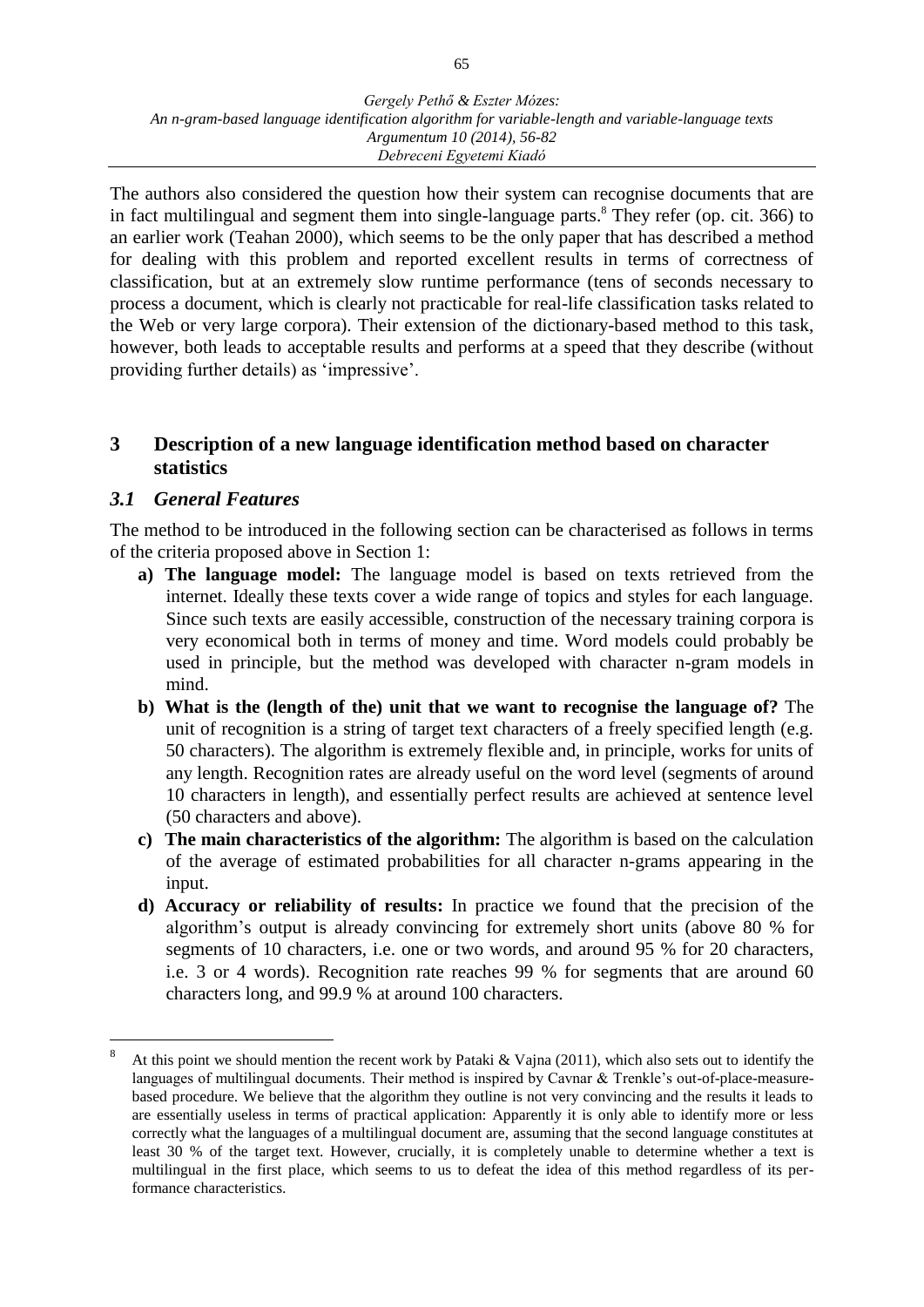The authors also considered the question how their system can recognise documents that are in fact multilingual and segment them into single-language parts.[8] They refer (op. cit. 366) to an earlier work (Teahan 2000), which seems to be the only paper that has described a method for dealing with this problem and reported excellent results in terms of correctness of classification, but at an extremely slow runtime performance (tens of seconds necessary to process a document, which is clearly not practicable for real-life classification tasks related to the Web or very large corpora). Their extension of the dictionary-based method to this task, however, both leads to acceptable results and performs at a speed that they describe (without providing further details) as 'impressive'.

## 3 Description of a new language identification method based on character statistics

### *3.1 General Features*

The method to be introduced in the following section can be characterised as follows in terms of the criteria proposed above in Section 1:

- **a) The language model:** The language model is based on texts retrieved from the internet. Ideally these texts cover a wide range of topics and styles for each language. Since such texts are easily accessible, construction of the necessary training corpora is very economical both in terms of money and time. Word models could probably be used in principle, but the method was developed with character n-gram models in mind.
- **b) What is the (length of the) unit that we want to recognise the language of?** The unit of recognition is a string of target text characters of a freely specified length (e.g. 50 characters). The algorithm is extremely flexible and, in principle, works for units of any length. Recognition rates are already useful on the word level (segments of around 10 characters in length), and essentially perfect results are achieved at sentence level (50 characters and above).
- **c) The main characteristics of the algorithm:** The algorithm is based on the calculation of the average of estimated probabilities for all character n-grams appearing in the input.
- **d) Accuracy or reliability of results:** In practice we found that the precision of the algorithm's output is already convincing for extremely short units (above 80 % for segments of 10 characters, i.e. one or two words, and around 95 % for 20 characters, i.e. 3 or 4 words). Recognition rate reaches 99 % for segments that are around 60 characters long, and 99.9 % at around 100 characters.

---

[8] At this point we should mention the recent work by Pataki & Vajna (2011), which also sets out to identify the languages of multilingual documents. Their method is inspired by Cavnar & Trenkle's out-of-place-measure-based procedure. We believe that the algorithm they outline is not very convincing and the results it leads to are essentially useless in terms of practical application: Apparently it is only able to identify more or less correctly what the languages of a multilingual document are, assuming that the second language constitutes at least 30 % of the target text. However, crucially, it is completely unable to determine whether a text is multilingual in the first place, which seems to us to defeat the idea of this method regardless of its performance characteristics.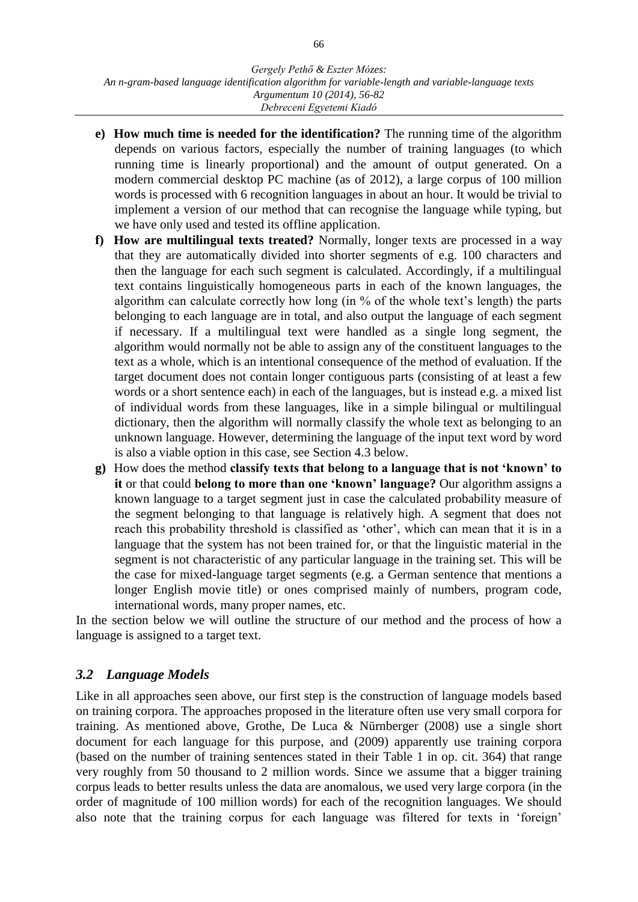- **e) How much time is needed for the identification?** The running time of the algorithm depends on various factors, especially the number of training languages (to which running time is linearly proportional) and the amount of output generated. On a modern commercial desktop PC machine (as of 2012), a large corpus of 100 million words is processed with 6 recognition languages in about an hour. It would be trivial to implement a version of our method that can recognise the language while typing, but we have only used and tested its offline application.
- **f) How are multilingual texts treated?** Normally, longer texts are processed in a way that they are automatically divided into shorter segments of e.g. 100 characters and then the language for each such segment is calculated. Accordingly, if a multilingual text contains linguistically homogeneous parts in each of the known languages, the algorithm can calculate correctly how long (in % of the whole text's length) the parts belonging to each language are in total, and also output the language of each segment if necessary. If a multilingual text were handled as a single long segment, the algorithm would normally not be able to assign any of the constituent languages to the text as a whole, which is an intentional consequence of the method of evaluation. If the target document does not contain longer contiguous parts (consisting of at least a few words or a short sentence each) in each of the languages, but is instead e.g. a mixed list of individual words from these languages, like in a simple bilingual or multilingual dictionary, then the algorithm will normally classify the whole text as belonging to an unknown language. However, determining the language of the input text word by word is also a viable option in this case, see Section 4.3 below.
- **g)** How does the method **classify texts that belong to a language that is not 'known' to it** or that could **belong to more than one 'known' language?** Our algorithm assigns a known language to a target segment just in case the calculated probability measure of the segment belonging to that language is relatively high. A segment that does not reach this probability threshold is classified as 'other', which can mean that it is in a language that the system has not been trained for, or that the linguistic material in the segment is not characteristic of any particular language in the training set. This will be the case for mixed-language target segments (e.g. a German sentence that mentions a longer English movie title) or ones comprised mainly of numbers, program code, international words, many proper names, etc.

In the section below we will outline the structure of our method and the process of how a language is assigned to a target text.

## *3.2 Language Models*

Like in all approaches seen above, our first step is the construction of language models based on training corpora. The approaches proposed in the literature often use very small corpora for training. As mentioned above, Grothe, De Luca & Nürnberger (2008) use a single short document for each language for this purpose, and (2009) apparently use training corpora (based on the number of training sentences stated in their Table 1 in op. cit. 364) that range very roughly from 50 thousand to 2 million words. Since we assume that a bigger training corpus leads to better results unless the data are anomalous, we used very large corpora (in the order of magnitude of 100 million words) for each of the recognition languages. We should also note that the training corpus for each language was filtered for texts in 'foreign'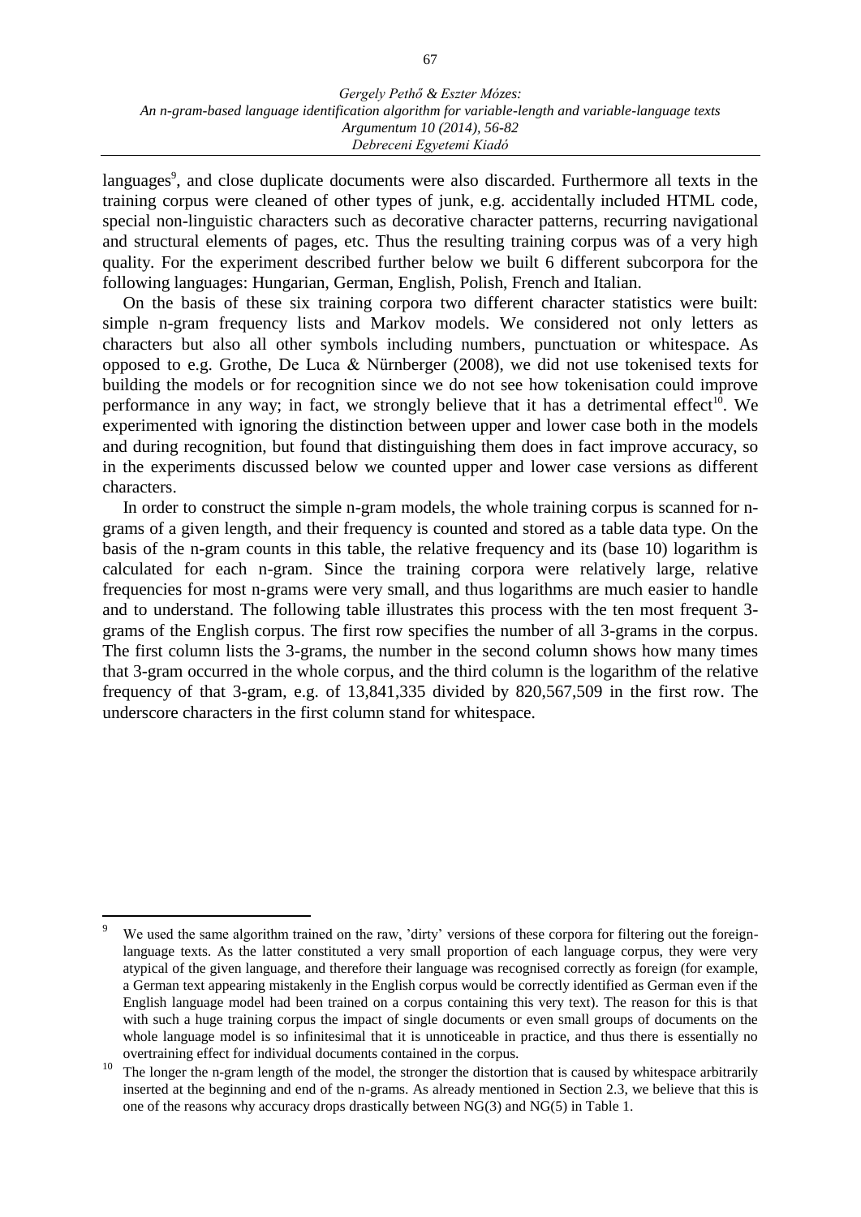languages[9], and close duplicate documents were also discarded. Furthermore all texts in the training corpus were cleaned of other types of junk, e.g. accidentally included HTML code, special non-linguistic characters such as decorative character patterns, recurring navigational and structural elements of pages, etc. Thus the resulting training corpus was of a very high quality. For the experiment described further below we built 6 different subcorpora for the following languages: Hungarian, German, English, Polish, French and Italian.

On the basis of these six training corpora two different character statistics were built: simple n-gram frequency lists and Markov models. We considered not only letters as characters but also all other symbols including numbers, punctuation or whitespace. As opposed to e.g. Grothe, De Luca & Nürnberger (2008), we did not use tokenised texts for building the models or for recognition since we do not see how tokenisation could improve performance in any way; in fact, we strongly believe that it has a detrimental effect[10]. We experimented with ignoring the distinction between upper and lower case both in the models and during recognition, but found that distinguishing them does in fact improve accuracy, so in the experiments discussed below we counted upper and lower case versions as different characters.

In order to construct the simple n-gram models, the whole training corpus is scanned for n-grams of a given length, and their frequency is counted and stored as a table data type. On the basis of the n-gram counts in this table, the relative frequency and its (base 10) logarithm is calculated for each n-gram. Since the training corpora were relatively large, relative frequencies for most n-grams were very small, and thus logarithms are much easier to handle and to understand. The following table illustrates this process with the ten most frequent 3-grams of the English corpus. The first row specifies the number of all 3-grams in the corpus. The first column lists the 3-grams, the number in the second column shows how many times that 3-gram occurred in the whole corpus, and the third column is the logarithm of the relative frequency of that 3-gram, e.g. of 13,841,335 divided by 820,567,509 in the first row. The underscore characters in the first column stand for whitespace.

---

[9] We used the same algorithm trained on the raw, 'dirty' versions of these corpora for filtering out the foreign-language texts. As the latter constituted a very small proportion of each language corpus, they were very atypical of the given language, and therefore their language was recognised correctly as foreign (for example, a German text appearing mistakenly in the English corpus would be correctly identified as German even if the English language model had been trained on a corpus containing this very text). The reason for this is that with such a huge training corpus the impact of single documents or even small groups of documents on the whole language model is so infinitesimal that it is unnoticeable in practice, and thus there is essentially no overtraining effect for individual documents contained in the corpus.

[10] The longer the n-gram length of the model, the stronger the distortion that is caused by whitespace arbitrarily inserted at the beginning and end of the n-grams. As already mentioned in Section 2.3, we believe that this is one of the reasons why accuracy drops drastically between NG(3) and NG(5) in Table 1.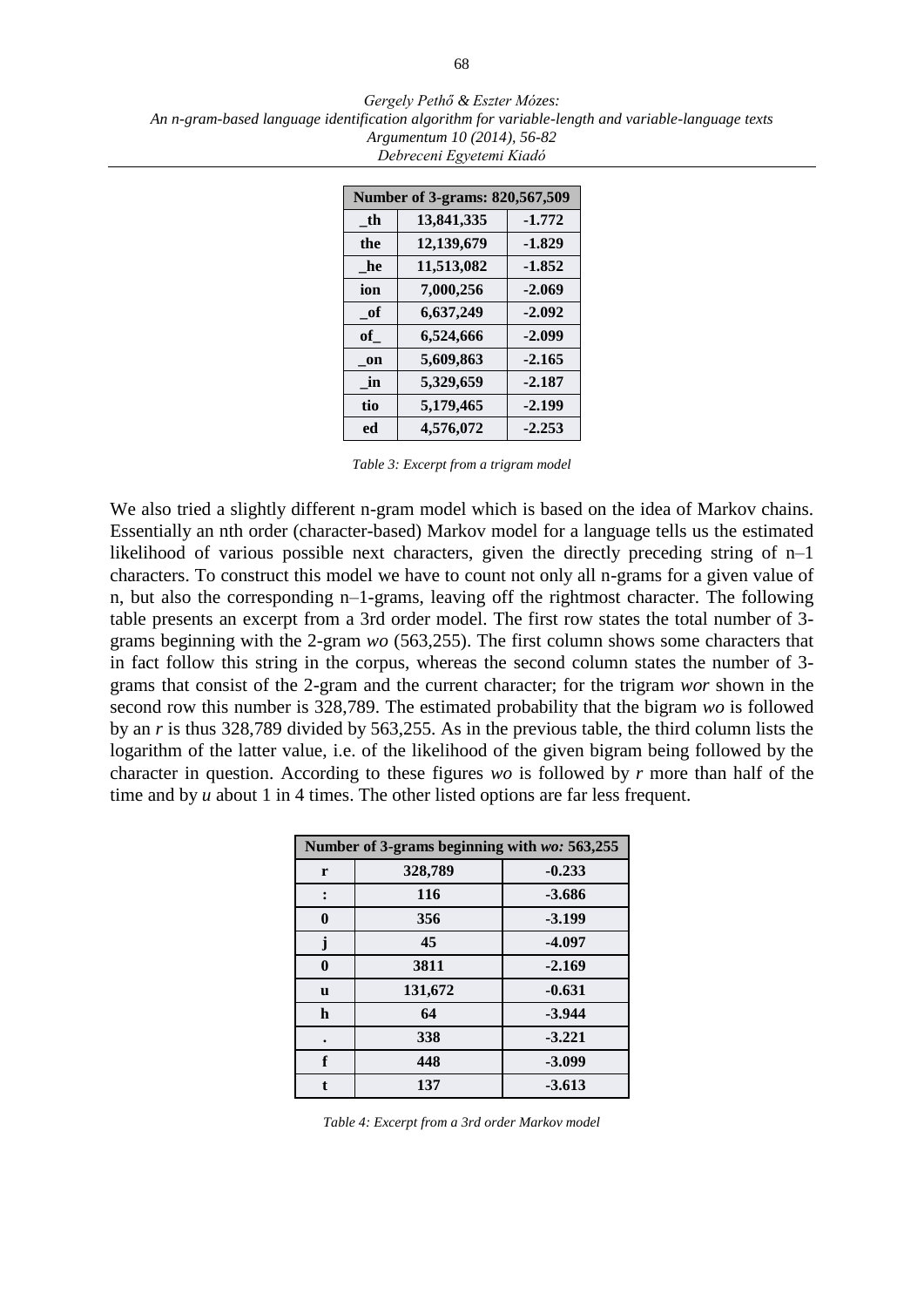| Number of 3-grams: 820,567,509 | | |
|---|---|---|
| _th | 13,841,335 | -1.772 |
| the | 12,139,679 | -1.829 |
| _he | 11,513,082 | -1.852 |
| ion | 7,000,256 | -2.069 |
| _of | 6,637,249 | -2.092 |
| of_ | 6,524,666 | -2.099 |
| _on | 5,609,863 | -2.165 |
| _in | 5,329,659 | -2.187 |
| tio | 5,179,465 | -2.199 |
| ed | 4,576,072 | -2.253 |

*Table 3: Excerpt from a trigram model*

We also tried a slightly different n-gram model which is based on the idea of Markov chains. Essentially an nth order (character-based) Markov model for a language tells us the estimated likelihood of various possible next characters, given the directly preceding string of n–1 characters. To construct this model we have to count not only all n-grams for a given value of n, but also the corresponding n–1-grams, leaving off the rightmost character. The following table presents an excerpt from a 3rd order model. The first row states the total number of 3-grams beginning with the 2-gram *wo* (563,255). The first column shows some characters that in fact follow this string in the corpus, whereas the second column states the number of 3-grams that consist of the 2-gram and the current character; for the trigram *wor* shown in the second row this number is 328,789. The estimated probability that the bigram *wo* is followed by an *r* is thus 328,789 divided by 563,255. As in the previous table, the third column lists the logarithm of the latter value, i.e. of the likelihood of the given bigram being followed by the character in question. According to these figures *wo* is followed by *r* more than half of the time and by *u* about 1 in 4 times. The other listed options are far less frequent.

| Number of 3-grams beginning with *wo:* 563,255 | | |
|---|---|---|
| r | 328,789 | -0.233 |
| : | 116 | -3.686 |
| 0 | 356 | -3.199 |
| j | 45 | -4.097 |
| 0 | 3811 | -2.169 |
| u | 131,672 | -0.631 |
| h | 64 | -3.944 |
| . | 338 | -3.221 |
| f | 448 | -3.099 |
| t | 137 | -3.613 |

*Table 4: Excerpt from a 3rd order Markov model*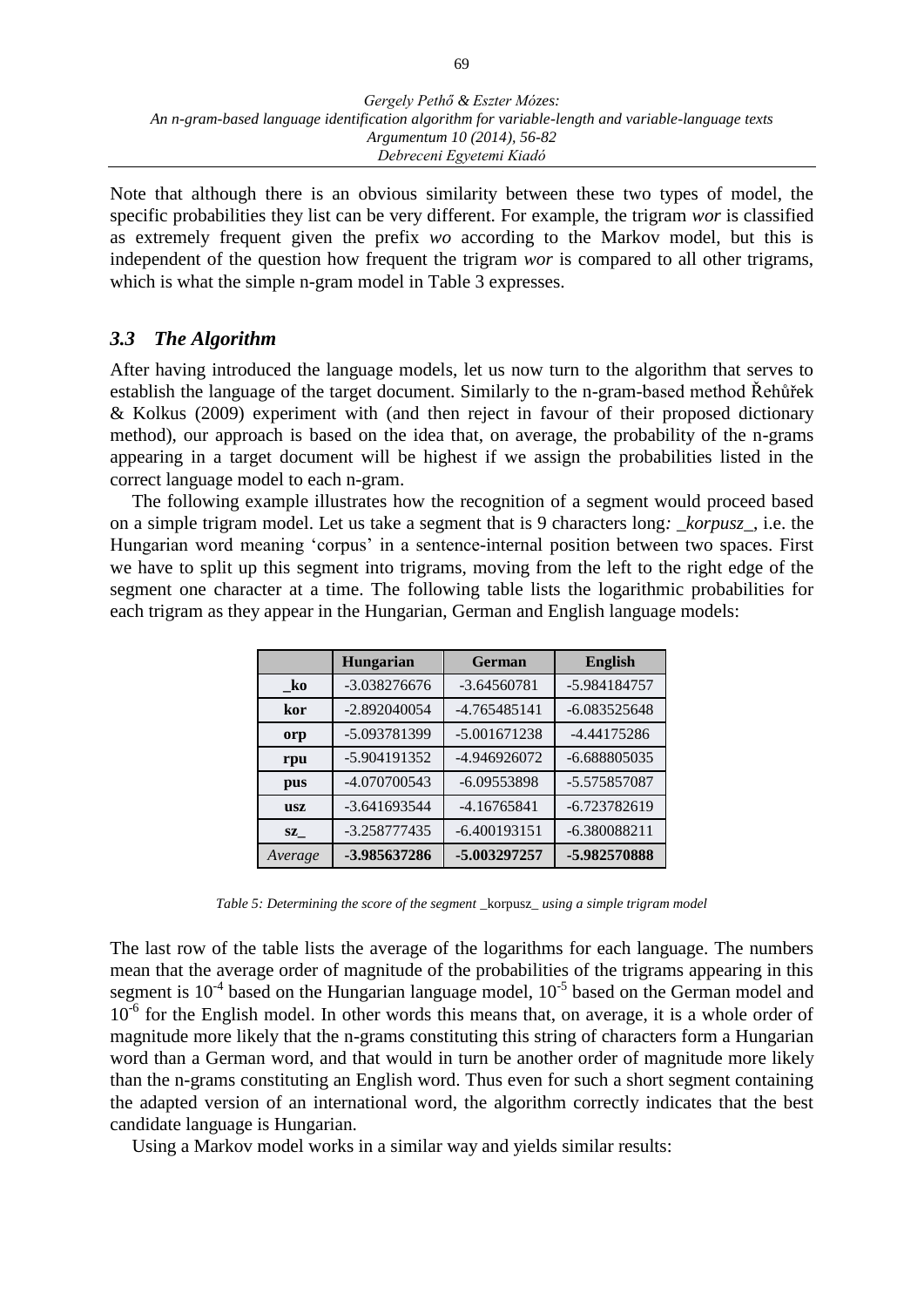Note that although there is an obvious similarity between these two types of model, the specific probabilities they list can be very different. For example, the trigram *wor* is classified as extremely frequent given the prefix *wo* according to the Markov model, but this is independent of the question how frequent the trigram *wor* is compared to all other trigrams, which is what the simple n-gram model in Table 3 expresses.

### *3.3 The Algorithm*

After having introduced the language models, let us now turn to the algorithm that serves to establish the language of the target document. Similarly to the n-gram-based method Řehůřek & Kolkus (2009) experiment with (and then reject in favour of their proposed dictionary method), our approach is based on the idea that, on average, the probability of the n-grams appearing in a target document will be highest if we assign the probabilities listed in the correct language model to each n-gram.

The following example illustrates how the recognition of a segment would proceed based on a simple trigram model. Let us take a segment that is 9 characters long*: _korpusz_*, i.e. the Hungarian word meaning 'corpus' in a sentence-internal position between two spaces. First we have to split up this segment into trigrams, moving from the left to the right edge of the segment one character at a time. The following table lists the logarithmic probabilities for each trigram as they appear in the Hungarian, German and English language models:

| | **Hungarian** | **German** | **English** |
|---|---|---|---|
| **_ko** | -3.038276676 | -3.64560781 | -5.984184757 |
| **kor** | -2.892040054 | -4.765485141 | -6.083525648 |
| **orp** | -5.093781399 | -5.001671238 | -4.44175286 |
| **rpu** | -5.904191352 | -4.946926072 | -6.688805035 |
| **pus** | -4.070700543 | -6.09553898 | -5.575857087 |
| **usz** | -3.641693544 | -4.16765841 | -6.723782619 |
| **sz_** | -3.258777435 | -6.400193151 | -6.380088211 |
| *Average* | **-3.985637286** | **-5.003297257** | **-5.982570888** |

*Table 5: Determining the score of the segment* _korpusz_ *using a simple trigram model*

The last row of the table lists the average of the logarithms for each language. The numbers mean that the average order of magnitude of the probabilities of the trigrams appearing in this segment is $10^{-4}$ based on the Hungarian language model, $10^{-5}$ based on the German model and $10^{-6}$ for the English model. In other words this means that, on average, it is a whole order of magnitude more likely that the n-grams constituting this string of characters form a Hungarian word than a German word, and that would in turn be another order of magnitude more likely than the n-grams constituting an English word. Thus even for such a short segment containing the adapted version of an international word, the algorithm correctly indicates that the best candidate language is Hungarian.

Using a Markov model works in a similar way and yields similar results: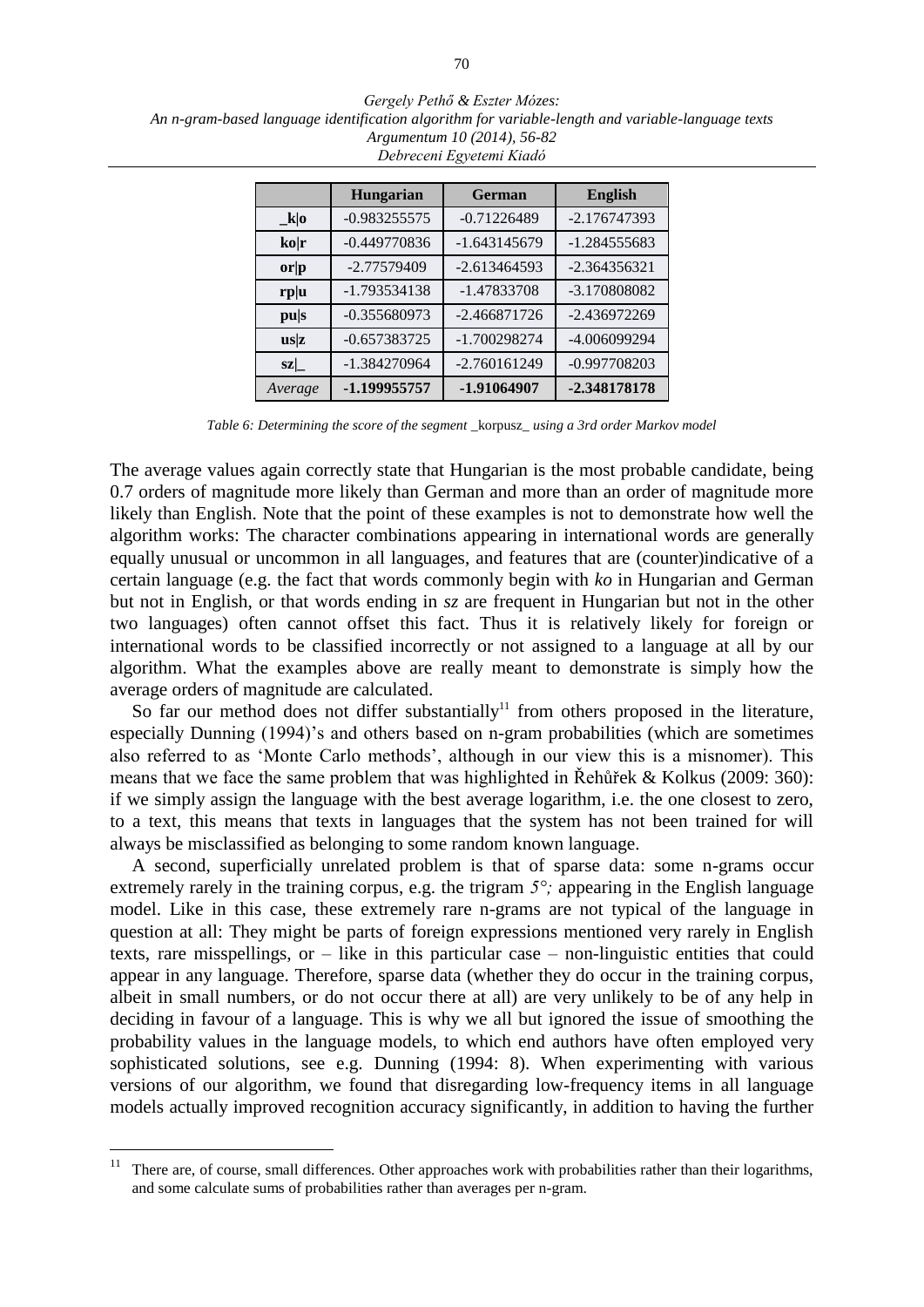| | Hungarian | German | English |
|---|---|---|---|
| **_k\|o** | -0.983255575 | -0.71226489 | -2.176747393 |
| **ko\|r** | -0.449770836 | -1.643145679 | -1.284555683 |
| **or\|p** | -2.77579409 | -2.613464593 | -2.364356321 |
| **rp\|u** | -1.793534138 | -1.47833708 | -3.170808082 |
| **pu\|s** | -0.355680973 | -2.466871726 | -2.436972269 |
| **us\|z** | -0.657383725 | -1.700298274 | -4.006099294 |
| **sz\|_** | -1.384270964 | -2.760161249 | -0.997708203 |
| *Average* | **-1.199955757** | **-1.91064907** | **-2.348178178** |

*Table 6: Determining the score of the segment* _korpusz_ *using a 3rd order Markov model*

The average values again correctly state that Hungarian is the most probable candidate, being 0.7 orders of magnitude more likely than German and more than an order of magnitude more likely than English. Note that the point of these examples is not to demonstrate how well the algorithm works: The character combinations appearing in international words are generally equally unusual or uncommon in all languages, and features that are (counter)indicative of a certain language (e.g. the fact that words commonly begin with *ko* in Hungarian and German but not in English, or that words ending in *sz* are frequent in Hungarian but not in the other two languages) often cannot offset this fact. Thus it is relatively likely for foreign or international words to be classified incorrectly or not assigned to a language at all by our algorithm. What the examples above are really meant to demonstrate is simply how the average orders of magnitude are calculated.

So far our method does not differ substantially[11] from others proposed in the literature, especially Dunning (1994)'s and others based on n-gram probabilities (which are sometimes also referred to as 'Monte Carlo methods', although in our view this is a misnomer). This means that we face the same problem that was highlighted in Řehůřek & Kolkus (2009: 360): if we simply assign the language with the best average logarithm, i.e. the one closest to zero, to a text, this means that texts in languages that the system has not been trained for will always be misclassified as belonging to some random known language.

A second, superficially unrelated problem is that of sparse data: some n-grams occur extremely rarely in the training corpus, e.g. the trigram *5°;* appearing in the English language model. Like in this case, these extremely rare n-grams are not typical of the language in question at all: They might be parts of foreign expressions mentioned very rarely in English texts, rare misspellings, or – like in this particular case – non-linguistic entities that could appear in any language. Therefore, sparse data (whether they do occur in the training corpus, albeit in small numbers, or do not occur there at all) are very unlikely to be of any help in deciding in favour of a language. This is why we all but ignored the issue of smoothing the probability values in the language models, to which end authors have often employed very sophisticated solutions, see e.g. Dunning (1994: 8). When experimenting with various versions of our algorithm, we found that disregarding low-frequency items in all language models actually improved recognition accuracy significantly, in addition to having the further

[11] There are, of course, small differences. Other approaches work with probabilities rather than their logarithms, and some calculate sums of probabilities rather than averages per n-gram.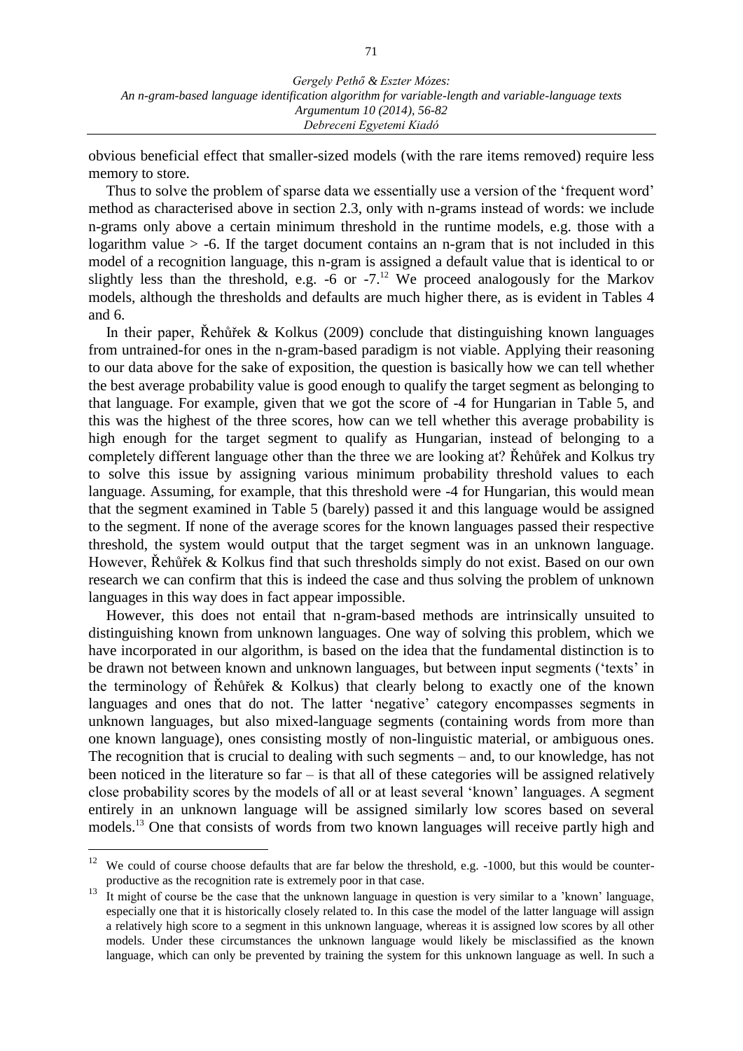obvious beneficial effect that smaller-sized models (with the rare items removed) require less memory to store.

Thus to solve the problem of sparse data we essentially use a version of the 'frequent word' method as characterised above in section 2.3, only with n-grams instead of words: we include n-grams only above a certain minimum threshold in the runtime models, e.g. those with a logarithm value > -6. If the target document contains an n-gram that is not included in this model of a recognition language, this n-gram is assigned a default value that is identical to or slightly less than the threshold, e.g. -6 or -7.[12] We proceed analogously for the Markov models, although the thresholds and defaults are much higher there, as is evident in Tables 4 and 6.

In their paper, Řehůřek & Kolkus (2009) conclude that distinguishing known languages from untrained-for ones in the n-gram-based paradigm is not viable. Applying their reasoning to our data above for the sake of exposition, the question is basically how we can tell whether the best average probability value is good enough to qualify the target segment as belonging to that language. For example, given that we got the score of -4 for Hungarian in Table 5, and this was the highest of the three scores, how can we tell whether this average probability is high enough for the target segment to qualify as Hungarian, instead of belonging to a completely different language other than the three we are looking at? Řehůřek and Kolkus try to solve this issue by assigning various minimum probability threshold values to each language. Assuming, for example, that this threshold were -4 for Hungarian, this would mean that the segment examined in Table 5 (barely) passed it and this language would be assigned to the segment. If none of the average scores for the known languages passed their respective threshold, the system would output that the target segment was in an unknown language. However, Řehůřek & Kolkus find that such thresholds simply do not exist. Based on our own research we can confirm that this is indeed the case and thus solving the problem of unknown languages in this way does in fact appear impossible.

However, this does not entail that n-gram-based methods are intrinsically unsuited to distinguishing known from unknown languages. One way of solving this problem, which we have incorporated in our algorithm, is based on the idea that the fundamental distinction is to be drawn not between known and unknown languages, but between input segments ('texts' in the terminology of Řehůřek & Kolkus) that clearly belong to exactly one of the known languages and ones that do not. The latter 'negative' category encompasses segments in unknown languages, but also mixed-language segments (containing words from more than one known language), ones consisting mostly of non-linguistic material, or ambiguous ones. The recognition that is crucial to dealing with such segments – and, to our knowledge, has not been noticed in the literature so far – is that all of these categories will be assigned relatively close probability scores by the models of all or at least several 'known' languages. A segment entirely in an unknown language will be assigned similarly low scores based on several models.[13] One that consists of words from two known languages will receive partly high and

---

[12] We could of course choose defaults that are far below the threshold, e.g. -1000, but this would be counter-productive as the recognition rate is extremely poor in that case.

[13] It might of course be the case that the unknown language in question is very similar to a 'known' language, especially one that it is historically closely related to. In this case the model of the latter language will assign a relatively high score to a segment in this unknown language, whereas it is assigned low scores by all other models. Under these circumstances the unknown language would likely be misclassified as the known language, which can only be prevented by training the system for this unknown language as well. In such a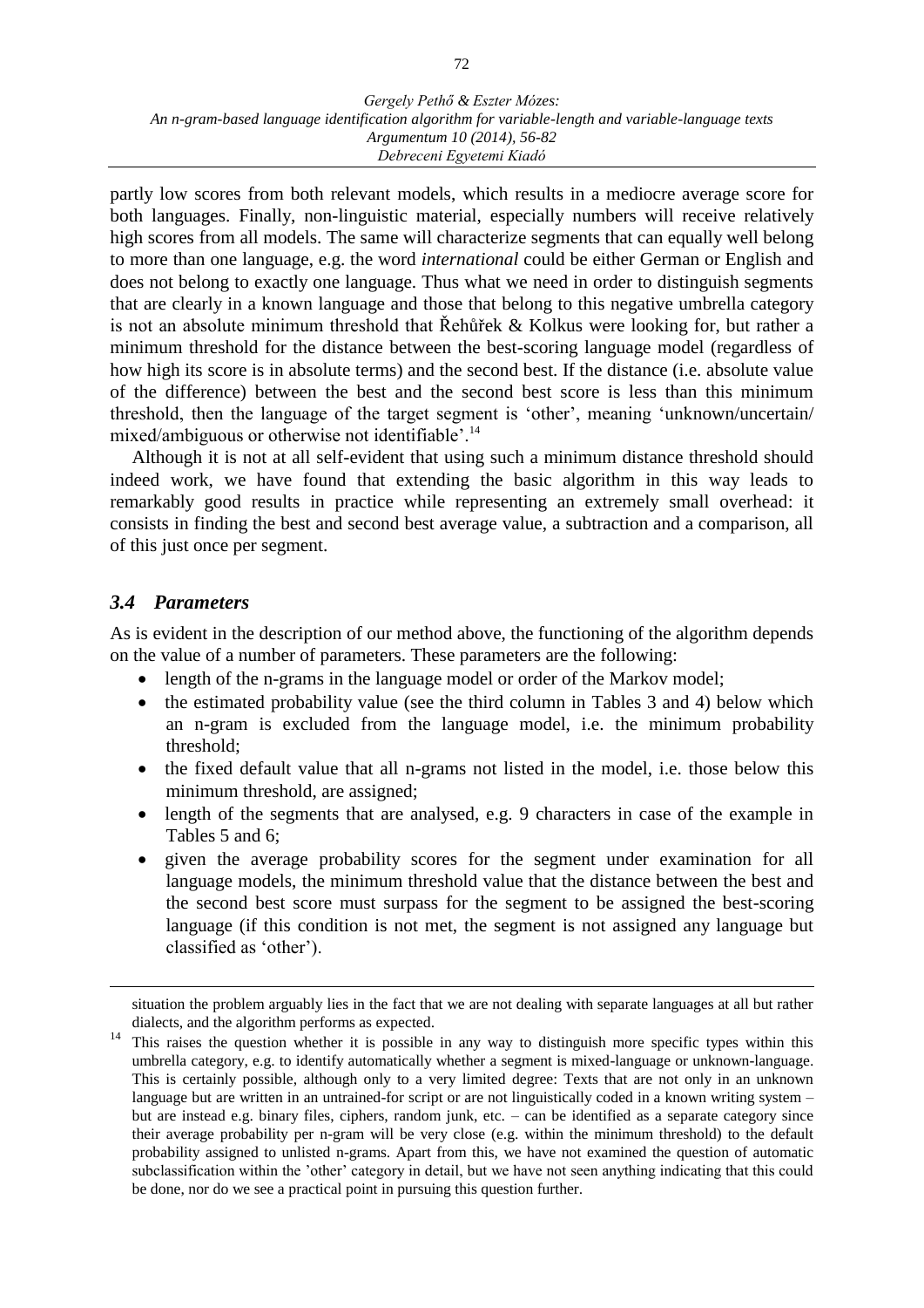partly low scores from both relevant models, which results in a mediocre average score for both languages. Finally, non-linguistic material, especially numbers will receive relatively high scores from all models. The same will characterize segments that can equally well belong to more than one language, e.g. the word *international* could be either German or English and does not belong to exactly one language. Thus what we need in order to distinguish segments that are clearly in a known language and those that belong to this negative umbrella category is not an absolute minimum threshold that Řehůřek & Kolkus were looking for, but rather a minimum threshold for the distance between the best-scoring language model (regardless of how high its score is in absolute terms) and the second best. If the distance (i.e. absolute value of the difference) between the best and the second best score is less than this minimum threshold, then the language of the target segment is 'other', meaning 'unknown/uncertain/ mixed/ambiguous or otherwise not identifiable'.[14]

Although it is not at all self-evident that using such a minimum distance threshold should indeed work, we have found that extending the basic algorithm in this way leads to remarkably good results in practice while representing an extremely small overhead: it consists in finding the best and second best average value, a subtraction and a comparison, all of this just once per segment.

### *3.4 Parameters*

As is evident in the description of our method above, the functioning of the algorithm depends on the value of a number of parameters. These parameters are the following:

- length of the n-grams in the language model or order of the Markov model;
- the estimated probability value (see the third column in Tables 3 and 4) below which an n-gram is excluded from the language model, i.e. the minimum probability threshold;
- the fixed default value that all n-grams not listed in the model, i.e. those below this minimum threshold, are assigned;
- length of the segments that are analysed, e.g. 9 characters in case of the example in Tables 5 and 6;
- given the average probability scores for the segment under examination for all language models, the minimum threshold value that the distance between the best and the second best score must surpass for the segment to be assigned the best-scoring language (if this condition is not met, the segment is not assigned any language but classified as 'other').

---

situation the problem arguably lies in the fact that we are not dealing with separate languages at all but rather dialects, and the algorithm performs as expected.

[14] This raises the question whether it is possible in any way to distinguish more specific types within this umbrella category, e.g. to identify automatically whether a segment is mixed-language or unknown-language. This is certainly possible, although only to a very limited degree: Texts that are not only in an unknown language but are written in an untrained-for script or are not linguistically coded in a known writing system – but are instead e.g. binary files, ciphers, random junk, etc. – can be identified as a separate category since their average probability per n-gram will be very close (e.g. within the minimum threshold) to the default probability assigned to unlisted n-grams. Apart from this, we have not examined the question of automatic subclassification within the 'other' category in detail, but we have not seen anything indicating that this could be done, nor do we see a practical point in pursuing this question further.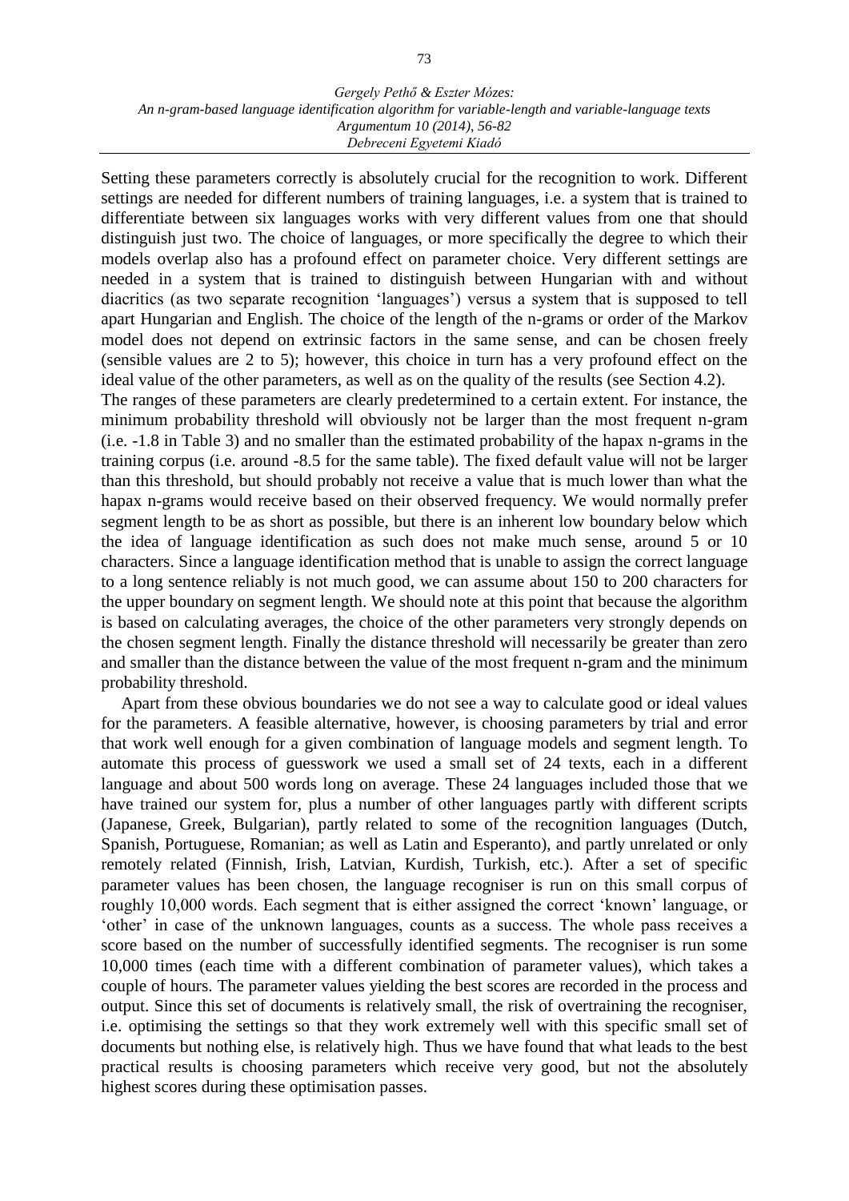Setting these parameters correctly is absolutely crucial for the recognition to work. Different settings are needed for different numbers of training languages, i.e. a system that is trained to differentiate between six languages works with very different values from one that should distinguish just two. The choice of languages, or more specifically the degree to which their models overlap also has a profound effect on parameter choice. Very different settings are needed in a system that is trained to distinguish between Hungarian with and without diacritics (as two separate recognition 'languages') versus a system that is supposed to tell apart Hungarian and English. The choice of the length of the n-grams or order of the Markov model does not depend on extrinsic factors in the same sense, and can be chosen freely (sensible values are 2 to 5); however, this choice in turn has a very profound effect on the ideal value of the other parameters, as well as on the quality of the results (see Section 4.2).
The ranges of these parameters are clearly predetermined to a certain extent. For instance, the minimum probability threshold will obviously not be larger than the most frequent n-gram (i.e. -1.8 in Table 3) and no smaller than the estimated probability of the hapax n-grams in the training corpus (i.e. around -8.5 for the same table). The fixed default value will not be larger than this threshold, but should probably not receive a value that is much lower than what the hapax n-grams would receive based on their observed frequency. We would normally prefer segment length to be as short as possible, but there is an inherent low boundary below which the idea of language identification as such does not make much sense, around 5 or 10 characters. Since a language identification method that is unable to assign the correct language to a long sentence reliably is not much good, we can assume about 150 to 200 characters for the upper boundary on segment length. We should note at this point that because the algorithm is based on calculating averages, the choice of the other parameters very strongly depends on the chosen segment length. Finally the distance threshold will necessarily be greater than zero and smaller than the distance between the value of the most frequent n-gram and the minimum probability threshold.

Apart from these obvious boundaries we do not see a way to calculate good or ideal values for the parameters. A feasible alternative, however, is choosing parameters by trial and error that work well enough for a given combination of language models and segment length. To automate this process of guesswork we used a small set of 24 texts, each in a different language and about 500 words long on average. These 24 languages included those that we have trained our system for, plus a number of other languages partly with different scripts (Japanese, Greek, Bulgarian), partly related to some of the recognition languages (Dutch, Spanish, Portuguese, Romanian; as well as Latin and Esperanto), and partly unrelated or only remotely related (Finnish, Irish, Latvian, Kurdish, Turkish, etc.). After a set of specific parameter values has been chosen, the language recogniser is run on this small corpus of roughly 10,000 words. Each segment that is either assigned the correct 'known' language, or 'other' in case of the unknown languages, counts as a success. The whole pass receives a score based on the number of successfully identified segments. The recogniser is run some 10,000 times (each time with a different combination of parameter values), which takes a couple of hours. The parameter values yielding the best scores are recorded in the process and output. Since this set of documents is relatively small, the risk of overtraining the recogniser, i.e. optimising the settings so that they work extremely well with this specific small set of documents but nothing else, is relatively high. Thus we have found that what leads to the best practical results is choosing parameters which receive very good, but not the absolutely highest scores during these optimisation passes.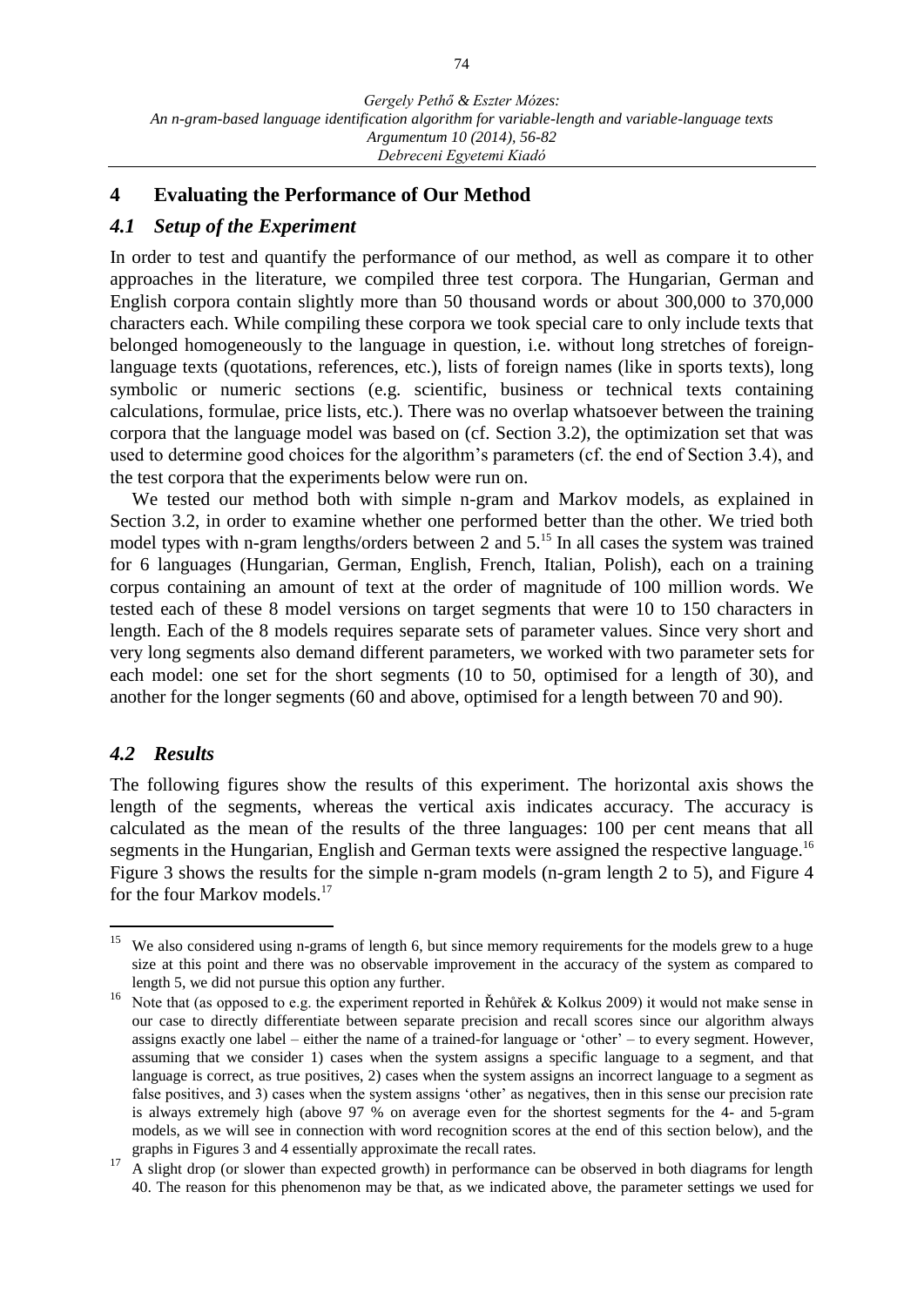## 4 Evaluating the Performance of Our Method

### *4.1 Setup of the Experiment*

In order to test and quantify the performance of our method, as well as compare it to other approaches in the literature, we compiled three test corpora. The Hungarian, German and English corpora contain slightly more than 50 thousand words or about 300,000 to 370,000 characters each. While compiling these corpora we took special care to only include texts that belonged homogeneously to the language in question, i.e. without long stretches of foreign-language texts (quotations, references, etc.), lists of foreign names (like in sports texts), long symbolic or numeric sections (e.g. scientific, business or technical texts containing calculations, formulae, price lists, etc.). There was no overlap whatsoever between the training corpora that the language model was based on (cf. Section 3.2), the optimization set that was used to determine good choices for the algorithm's parameters (cf. the end of Section 3.4), and the test corpora that the experiments below were run on.

We tested our method both with simple n-gram and Markov models, as explained in Section 3.2, in order to examine whether one performed better than the other. We tried both model types with n-gram lengths/orders between 2 and 5.[15] In all cases the system was trained for 6 languages (Hungarian, German, English, French, Italian, Polish), each on a training corpus containing an amount of text at the order of magnitude of 100 million words. We tested each of these 8 model versions on target segments that were 10 to 150 characters in length. Each of the 8 models requires separate sets of parameter values. Since very short and very long segments also demand different parameters, we worked with two parameter sets for each model: one set for the short segments (10 to 50, optimised for a length of 30), and another for the longer segments (60 and above, optimised for a length between 70 and 90).

### *4.2 Results*

The following figures show the results of this experiment. The horizontal axis shows the length of the segments, whereas the vertical axis indicates accuracy. The accuracy is calculated as the mean of the results of the three languages: 100 per cent means that all segments in the Hungarian, English and German texts were assigned the respective language.[16] Figure 3 shows the results for the simple n-gram models (n-gram length 2 to 5), and Figure 4 for the four Markov models.[17]

---

[15] We also considered using n-grams of length 6, but since memory requirements for the models grew to a huge size at this point and there was no observable improvement in the accuracy of the system as compared to length 5, we did not pursue this option any further.

[16] Note that (as opposed to e.g. the experiment reported in Řehůřek & Kolkus 2009) it would not make sense in our case to directly differentiate between separate precision and recall scores since our algorithm always assigns exactly one label – either the name of a trained-for language or 'other' – to every segment. However, assuming that we consider 1) cases when the system assigns a specific language to a segment, and that language is correct, as true positives, 2) cases when the system assigns an incorrect language to a segment as false positives, and 3) cases when the system assigns 'other' as negatives, then in this sense our precision rate is always extremely high (above 97 % on average even for the shortest segments for the 4- and 5-gram models, as we will see in connection with word recognition scores at the end of this section below), and the graphs in Figures 3 and 4 essentially approximate the recall rates.

[17] A slight drop (or slower than expected growth) in performance can be observed in both diagrams for length 40. The reason for this phenomenon may be that, as we indicated above, the parameter settings we used for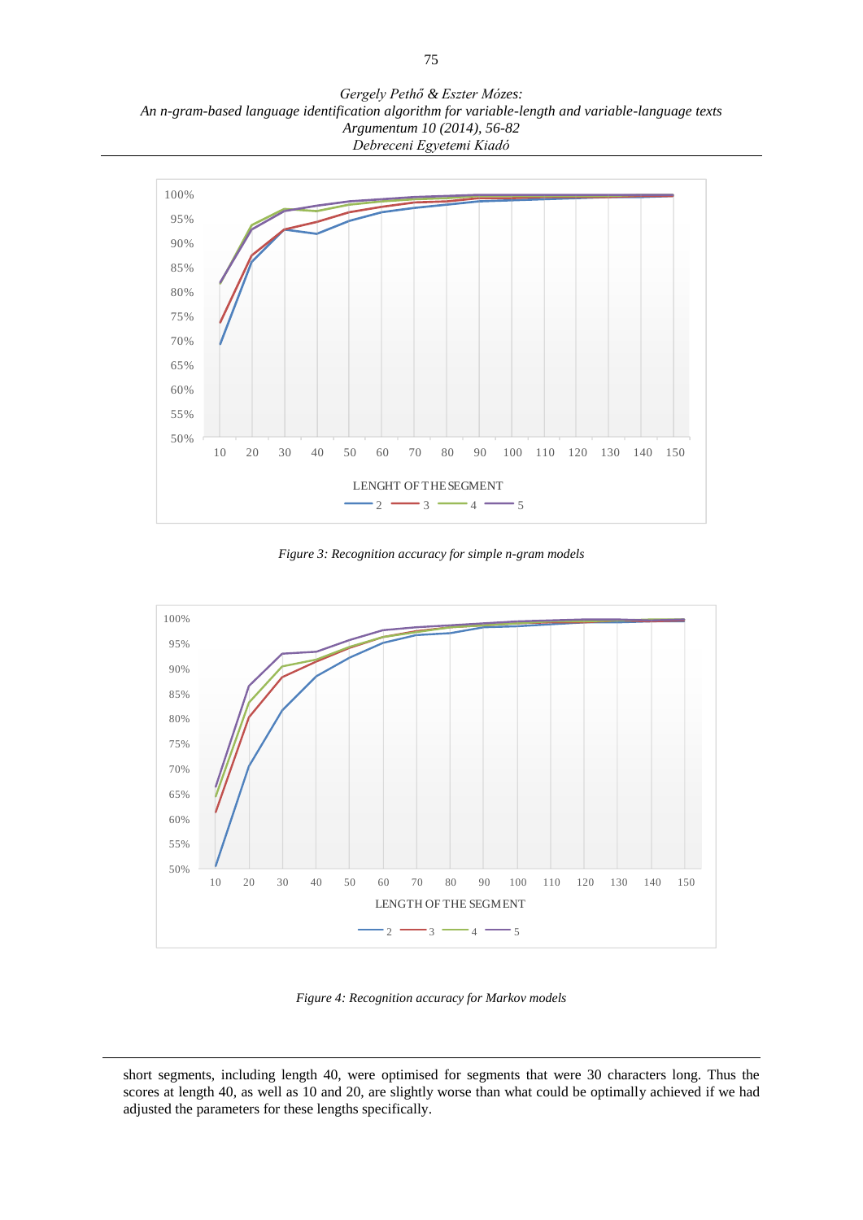Figure 3: Recognition accuracy for simple n-gram models

Figure 4: Recognition accuracy for Markov models

short segments, including length 40, were optimised for segments that were 30 characters long. Thus the scores at length 40, as well as 10 and 20, are slightly worse than what could be optimally achieved if we had adjusted the parameters for these lengths specifically.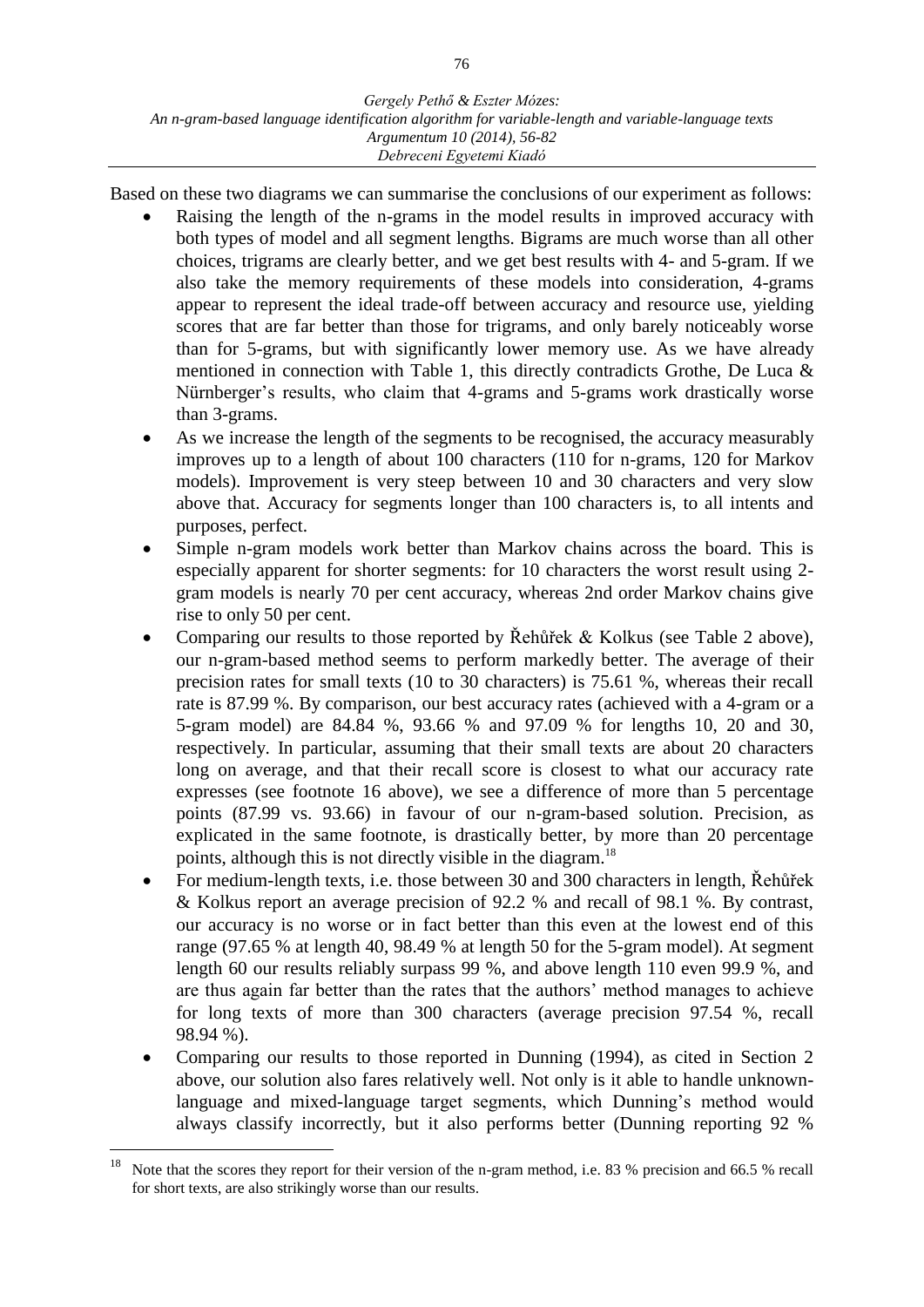Based on these two diagrams we can summarise the conclusions of our experiment as follows:

- Raising the length of the n-grams in the model results in improved accuracy with both types of model and all segment lengths. Bigrams are much worse than all other choices, trigrams are clearly better, and we get best results with 4- and 5-gram. If we also take the memory requirements of these models into consideration, 4-grams appear to represent the ideal trade-off between accuracy and resource use, yielding scores that are far better than those for trigrams, and only barely noticeably worse than for 5-grams, but with significantly lower memory use. As we have already mentioned in connection with Table 1, this directly contradicts Grothe, De Luca & Nürnberger's results, who claim that 4-grams and 5-grams work drastically worse than 3-grams.
- As we increase the length of the segments to be recognised, the accuracy measurably improves up to a length of about 100 characters (110 for n-grams, 120 for Markov models). Improvement is very steep between 10 and 30 characters and very slow above that. Accuracy for segments longer than 100 characters is, to all intents and purposes, perfect.
- Simple n-gram models work better than Markov chains across the board. This is especially apparent for shorter segments: for 10 characters the worst result using 2-gram models is nearly 70 per cent accuracy, whereas 2nd order Markov chains give rise to only 50 per cent.
- Comparing our results to those reported by Řehůřek & Kolkus (see Table 2 above), our n-gram-based method seems to perform markedly better. The average of their precision rates for small texts (10 to 30 characters) is 75.61 %, whereas their recall rate is 87.99 %. By comparison, our best accuracy rates (achieved with a 4-gram or a 5-gram model) are 84.84 %, 93.66 % and 97.09 % for lengths 10, 20 and 30, respectively. In particular, assuming that their small texts are about 20 characters long on average, and that their recall score is closest to what our accuracy rate expresses (see footnote 16 above), we see a difference of more than 5 percentage points (87.99 vs. 93.66) in favour of our n-gram-based solution. Precision, as explicated in the same footnote, is drastically better, by more than 20 percentage points, although this is not directly visible in the diagram.[18]
- For medium-length texts, i.e. those between 30 and 300 characters in length, Řehůřek & Kolkus report an average precision of 92.2 % and recall of 98.1 %. By contrast, our accuracy is no worse or in fact better than this even at the lowest end of this range (97.65 % at length 40, 98.49 % at length 50 for the 5-gram model). At segment length 60 our results reliably surpass 99 %, and above length 110 even 99.9 %, and are thus again far better than the rates that the authors' method manages to achieve for long texts of more than 300 characters (average precision 97.54 %, recall 98.94 %).
- Comparing our results to those reported in Dunning (1994), as cited in Section 2 above, our solution also fares relatively well. Not only is it able to handle unknown-language and mixed-language target segments, which Dunning's method would always classify incorrectly, but it also performs better (Dunning reporting 92 %

[18] Note that the scores they report for their version of the n-gram method, i.e. 83 % precision and 66.5 % recall for short texts, are also strikingly worse than our results.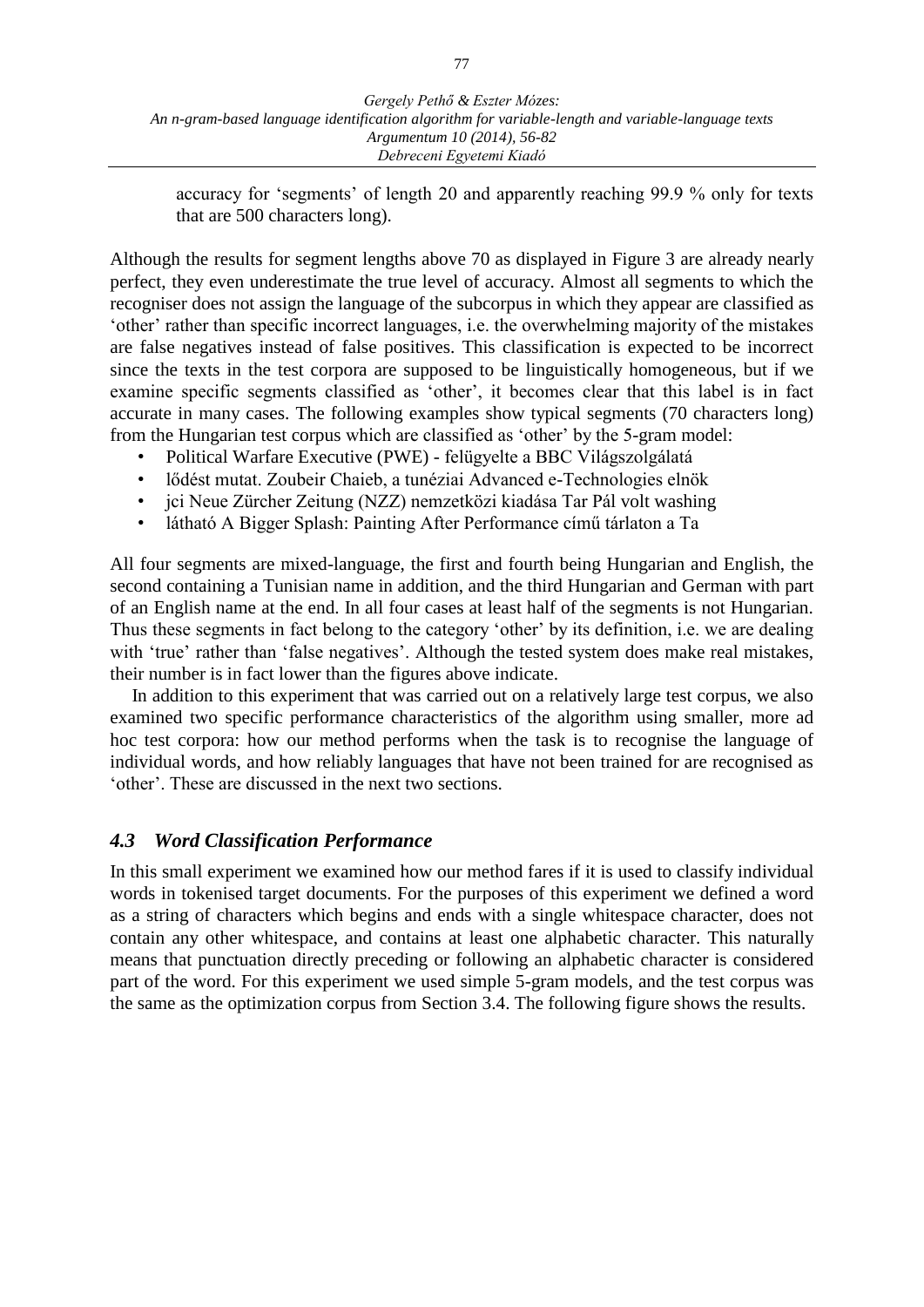accuracy for ‘segments’ of length 20 and apparently reaching 99.9 % only for texts that are 500 characters long).

Although the results for segment lengths above 70 as displayed in Figure 3 are already nearly perfect, they even underestimate the true level of accuracy. Almost all segments to which the recogniser does not assign the language of the subcorpus in which they appear are classified as ‘other’ rather than specific incorrect languages, i.e. the overwhelming majority of the mistakes are false negatives instead of false positives. This classification is expected to be incorrect since the texts in the test corpora are supposed to be linguistically homogeneous, but if we examine specific segments classified as ‘other’, it becomes clear that this label is in fact accurate in many cases. The following examples show typical segments (70 characters long) from the Hungarian test corpus which are classified as ‘other’ by the 5-gram model:

- Political Warfare Executive (PWE) - felügyelte a BBC Világszolgálatá
- lődést mutat. Zoubeir Chaieb, a tunéziai Advanced e-Technologies elnök
- jci Neue Zürcher Zeitung (NZZ) nemzetközi kiadása Tar Pál volt washing
- látható A Bigger Splash: Painting After Performance című tárlaton a Ta

All four segments are mixed-language, the first and fourth being Hungarian and English, the second containing a Tunisian name in addition, and the third Hungarian and German with part of an English name at the end. In all four cases at least half of the segments is not Hungarian. Thus these segments in fact belong to the category ‘other’ by its definition, i.e. we are dealing with ‘true’ rather than ‘false negatives’. Although the tested system does make real mistakes, their number is in fact lower than the figures above indicate.

In addition to this experiment that was carried out on a relatively large test corpus, we also examined two specific performance characteristics of the algorithm using smaller, more ad hoc test corpora: how our method performs when the task is to recognise the language of individual words, and how reliably languages that have not been trained for are recognised as ‘other’. These are discussed in the next two sections.

### *4.3 Word Classification Performance*

In this small experiment we examined how our method fares if it is used to classify individual words in tokenised target documents. For the purposes of this experiment we defined a word as a string of characters which begins and ends with a single whitespace character, does not contain any other whitespace, and contains at least one alphabetic character. This naturally means that punctuation directly preceding or following an alphabetic character is considered part of the word. For this experiment we used simple 5-gram models, and the test corpus was the same as the optimization corpus from Section 3.4. The following figure shows the results.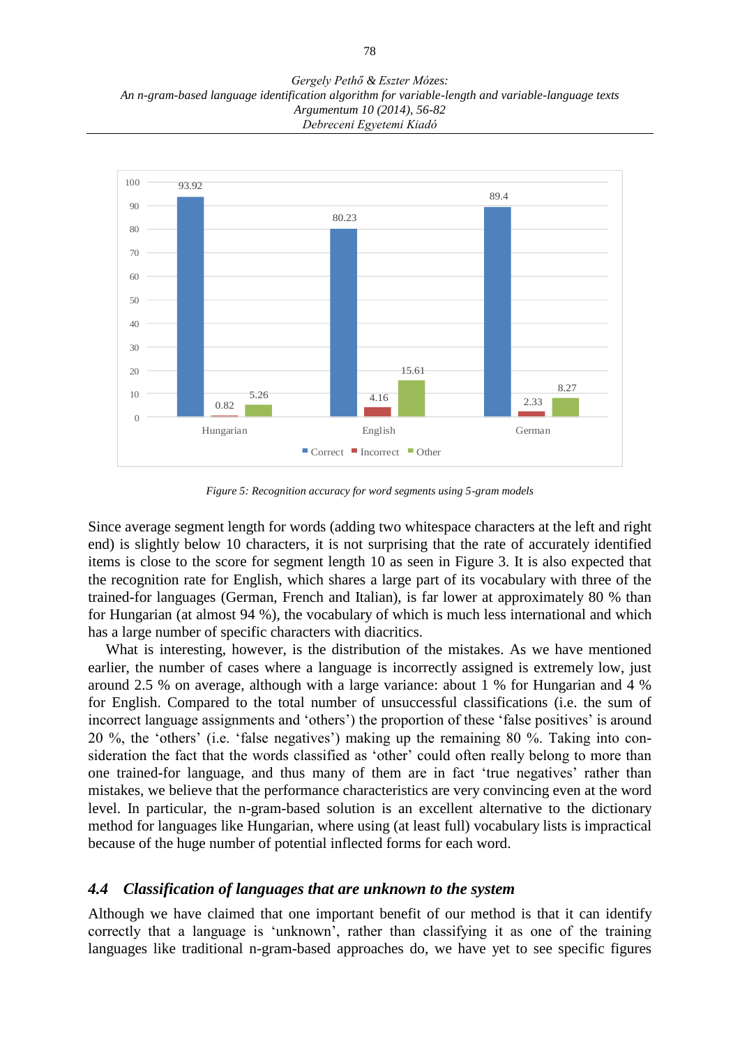| | Correct | Incorrect | Other |
|---|---|---|---|
| Hungarian | 93.92 | 0.82 | 5.26 |
| English | 80.23 | 4.16 | 15.61 |
| German | 89.4 | 2.33 | 8.27 |

*Figure 5: Recognition accuracy for word segments using 5-gram models*

Since average segment length for words (adding two whitespace characters at the left and right end) is slightly below 10 characters, it is not surprising that the rate of accurately identified items is close to the score for segment length 10 as seen in Figure 3. It is also expected that the recognition rate for English, which shares a large part of its vocabulary with three of the trained-for languages (German, French and Italian), is far lower at approximately 80 % than for Hungarian (at almost 94 %), the vocabulary of which is much less international and which has a large number of specific characters with diacritics.

What is interesting, however, is the distribution of the mistakes. As we have mentioned earlier, the number of cases where a language is incorrectly assigned is extremely low, just around 2.5 % on average, although with a large variance: about 1 % for Hungarian and 4 % for English. Compared to the total number of unsuccessful classifications (i.e. the sum of incorrect language assignments and 'others') the proportion of these 'false positives' is around 20 %, the 'others' (i.e. 'false negatives') making up the remaining 80 %. Taking into consideration the fact that the words classified as 'other' could often really belong to more than one trained-for language, and thus many of them are in fact 'true negatives' rather than mistakes, we believe that the performance characteristics are very convincing even at the word level. In particular, the n-gram-based solution is an excellent alternative to the dictionary method for languages like Hungarian, where using (at least full) vocabulary lists is impractical because of the huge number of potential inflected forms for each word.

### *4.4 Classification of languages that are unknown to the system*

Although we have claimed that one important benefit of our method is that it can identify correctly that a language is 'unknown', rather than classifying it as one of the training languages like traditional n-gram-based approaches do, we have yet to see specific figures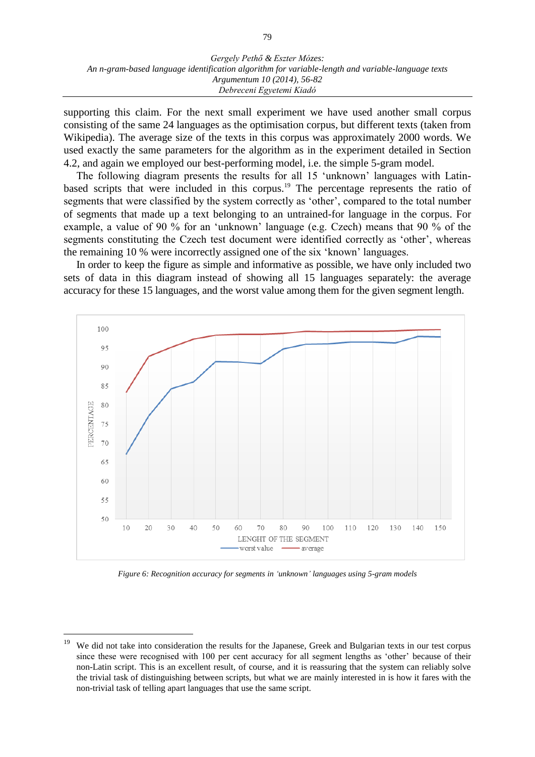supporting this claim. For the next small experiment we have used another small corpus consisting of the same 24 languages as the optimisation corpus, but different texts (taken from Wikipedia). The average size of the texts in this corpus was approximately 2000 words. We used exactly the same parameters for the algorithm as in the experiment detailed in Section 4.2, and again we employed our best-performing model, i.e. the simple 5-gram model.

The following diagram presents the results for all 15 'unknown' languages with Latin-based scripts that were included in this corpus.[19] The percentage represents the ratio of segments that were classified by the system correctly as 'other', compared to the total number of segments that made up a text belonging to an untrained-for language in the corpus. For example, a value of 90 % for an 'unknown' language (e.g. Czech) means that 90 % of the segments constituting the Czech test document were identified correctly as 'other', whereas the remaining 10 % were incorrectly assigned one of the six 'known' languages.

In order to keep the figure as simple and informative as possible, we have only included two sets of data in this diagram instead of showing all 15 languages separately: the average accuracy for these 15 languages, and the worst value among them for the given segment length.

*Figure 6: Recognition accuracy for segments in 'unknown' languages using 5-gram models*

[19] We did not take into consideration the results for the Japanese, Greek and Bulgarian texts in our test corpus since these were recognised with 100 per cent accuracy for all segment lengths as 'other' because of their non-Latin script. This is an excellent result, of course, and it is reassuring that the system can reliably solve the trivial task of distinguishing between scripts, but what we are mainly interested in is how it fares with the non-trivial task of telling apart languages that use the same script.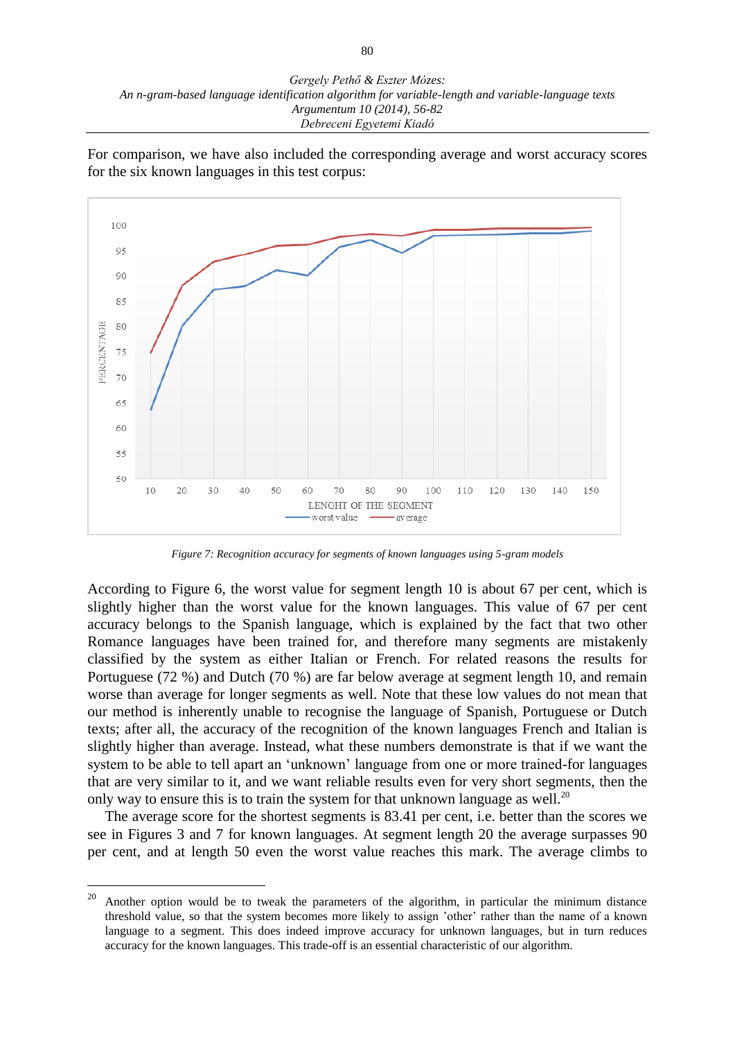For comparison, we have also included the corresponding average and worst accuracy scores for the six known languages in this test corpus:

Figure 7: Recognition accuracy for segments of known languages using 5-gram models

According to Figure 6, the worst value for segment length 10 is about 67 per cent, which is slightly higher than the worst value for the known languages. This value of 67 per cent accuracy belongs to the Spanish language, which is explained by the fact that two other Romance languages have been trained for, and therefore many segments are mistakenly classified by the system as either Italian or French. For related reasons the results for Portuguese (72 %) and Dutch (70 %) are far below average at segment length 10, and remain worse than average for longer segments as well. Note that these low values do not mean that our method is inherently unable to recognise the language of Spanish, Portuguese or Dutch texts; after all, the accuracy of the recognition of the known languages French and Italian is slightly higher than average. Instead, what these numbers demonstrate is that if we want the system to be able to tell apart an 'unknown' language from one or more trained-for languages that are very similar to it, and we want reliable results even for very short segments, then the only way to ensure this is to train the system for that unknown language as well.[20]

The average score for the shortest segments is 83.41 per cent, i.e. better than the scores we see in Figures 3 and 7 for known languages. At segment length 20 the average surpasses 90 per cent, and at length 50 even the worst value reaches this mark. The average climbs to

[20] Another option would be to tweak the parameters of the algorithm, in particular the minimum distance threshold value, so that the system becomes more likely to assign 'other' rather than the name of a known language to a segment. This does indeed improve accuracy for unknown languages, but in turn reduces accuracy for the known languages. This trade-off is an essential characteristic of our algorithm.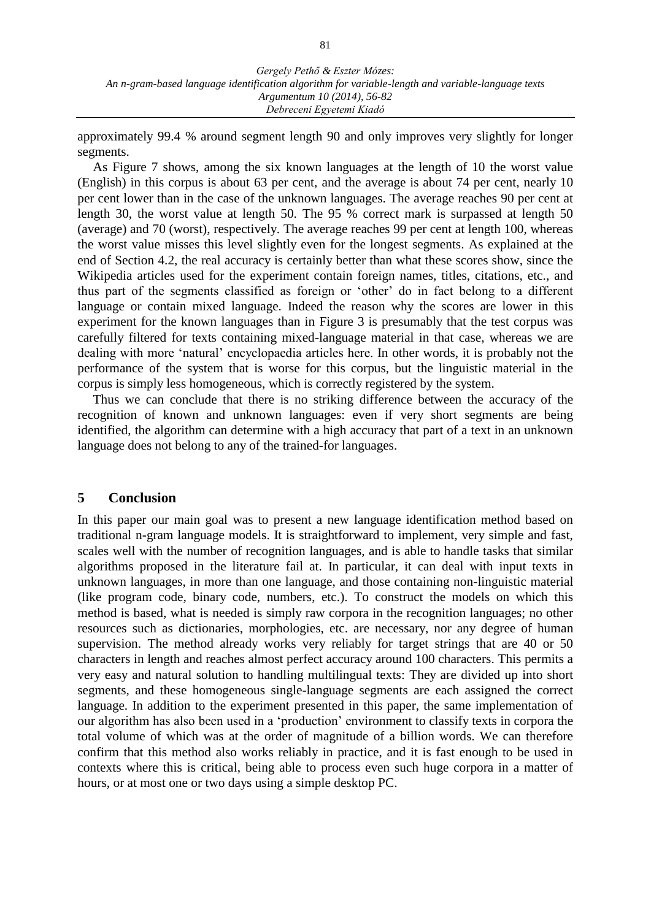approximately 99.4 % around segment length 90 and only improves very slightly for longer segments.

As Figure 7 shows, among the six known languages at the length of 10 the worst value (English) in this corpus is about 63 per cent, and the average is about 74 per cent, nearly 10 per cent lower than in the case of the unknown languages. The average reaches 90 per cent at length 30, the worst value at length 50. The 95 % correct mark is surpassed at length 50 (average) and 70 (worst), respectively. The average reaches 99 per cent at length 100, whereas the worst value misses this level slightly even for the longest segments. As explained at the end of Section 4.2, the real accuracy is certainly better than what these scores show, since the Wikipedia articles used for the experiment contain foreign names, titles, citations, etc., and thus part of the segments classified as foreign or 'other' do in fact belong to a different language or contain mixed language. Indeed the reason why the scores are lower in this experiment for the known languages than in Figure 3 is presumably that the test corpus was carefully filtered for texts containing mixed-language material in that case, whereas we are dealing with more 'natural' encyclopaedia articles here. In other words, it is probably not the performance of the system that is worse for this corpus, but the linguistic material in the corpus is simply less homogeneous, which is correctly registered by the system.

Thus we can conclude that there is no striking difference between the accuracy of the recognition of known and unknown languages: even if very short segments are being identified, the algorithm can determine with a high accuracy that part of a text in an unknown language does not belong to any of the trained-for languages.

## 5 Conclusion

In this paper our main goal was to present a new language identification method based on traditional n-gram language models. It is straightforward to implement, very simple and fast, scales well with the number of recognition languages, and is able to handle tasks that similar algorithms proposed in the literature fail at. In particular, it can deal with input texts in unknown languages, in more than one language, and those containing non-linguistic material (like program code, binary code, numbers, etc.). To construct the models on which this method is based, what is needed is simply raw corpora in the recognition languages; no other resources such as dictionaries, morphologies, etc. are necessary, nor any degree of human supervision. The method already works very reliably for target strings that are 40 or 50 characters in length and reaches almost perfect accuracy around 100 characters. This permits a very easy and natural solution to handling multilingual texts: They are divided up into short segments, and these homogeneous single-language segments are each assigned the correct language. In addition to the experiment presented in this paper, the same implementation of our algorithm has also been used in a 'production' environment to classify texts in corpora the total volume of which was at the order of magnitude of a billion words. We can therefore confirm that this method also works reliably in practice, and it is fast enough to be used in contexts where this is critical, being able to process even such huge corpora in a matter of hours, or at most one or two days using a simple desktop PC.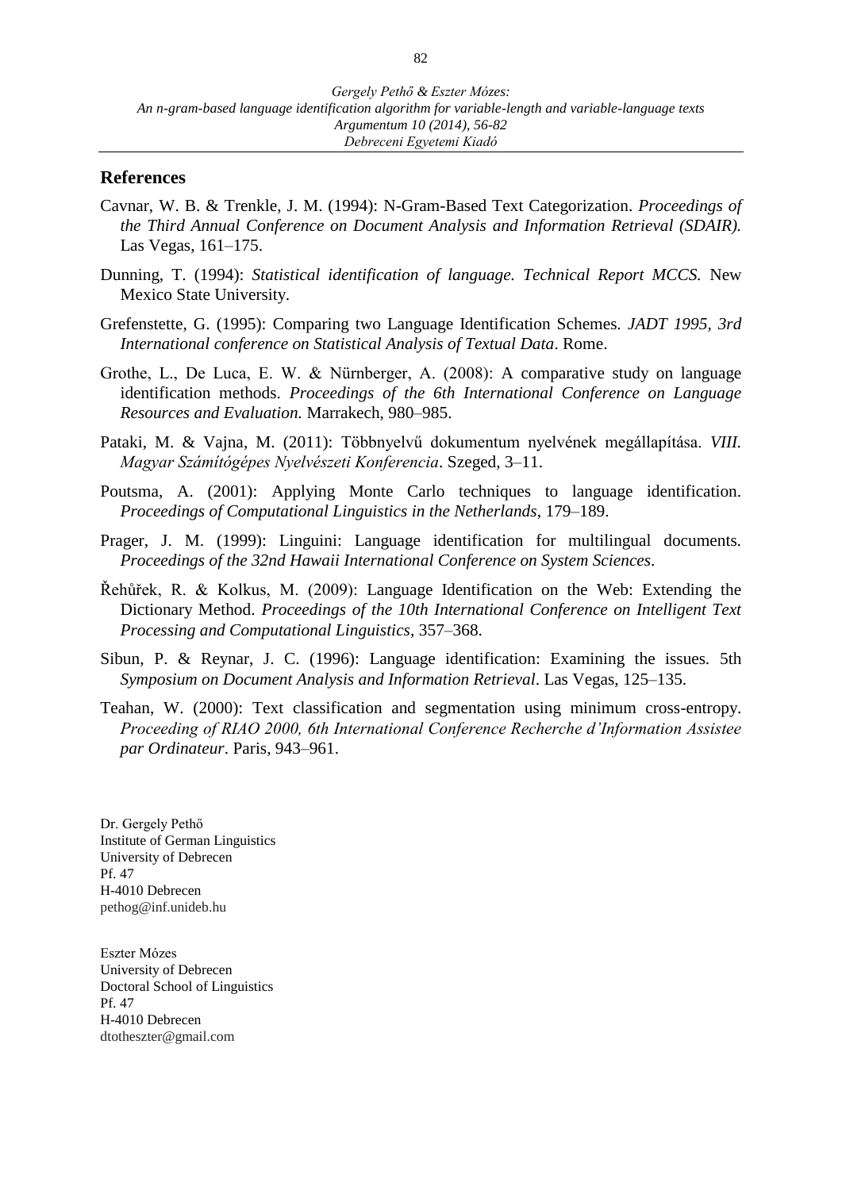## References

Cavnar, W. B. & Trenkle, J. M. (1994): N-Gram-Based Text Categorization. *Proceedings of the Third Annual Conference on Document Analysis and Information Retrieval (SDAIR).* Las Vegas, 161–175.

Dunning, T. (1994): *Statistical identification of language. Technical Report MCCS.* New Mexico State University.

Grefenstette, G. (1995): Comparing two Language Identification Schemes. *JADT 1995, 3rd International conference on Statistical Analysis of Textual Data*. Rome.

Grothe, L., De Luca, E. W. & Nürnberger, A. (2008): A comparative study on language identification methods. *Proceedings of the 6th International Conference on Language Resources and Evaluation.* Marrakech, 980–985.

Pataki, M. & Vajna, M. (2011): Többnyelvű dokumentum nyelvének megállapítása. *VIII. Magyar Számítógépes Nyelvészeti Konferencia*. Szeged, 3–11.

Poutsma, A. (2001): Applying Monte Carlo techniques to language identification. *Proceedings of Computational Linguistics in the Netherlands*, 179–189.

Prager, J. M. (1999): Linguini: Language identification for multilingual documents. *Proceedings of the 32nd Hawaii International Conference on System Sciences*.

Řehůřek, R. & Kolkus, M. (2009): Language Identification on the Web: Extending the Dictionary Method. *Proceedings of the 10th International Conference on Intelligent Text Processing and Computational Linguistics*, 357–368.

Sibun, P. & Reynar, J. C. (1996): Language identification: Examining the issues. 5th *Symposium on Document Analysis and Information Retrieval*. Las Vegas, 125–135.

Teahan, W. (2000): Text classification and segmentation using minimum cross-entropy. *Proceeding of RIAO 2000, 6th International Conference Recherche d'Information Assistee par Ordinateur*. Paris, 943–961.

Dr. Gergely Pethő
Institute of German Linguistics
University of Debrecen
Pf. 47
H-4010 Debrecen
pethog@inf.unideb.hu

Eszter Mózes
University of Debrecen
Doctoral School of Linguistics
Pf. 47
H-4010 Debrecen
dtotheszter@gmail.com